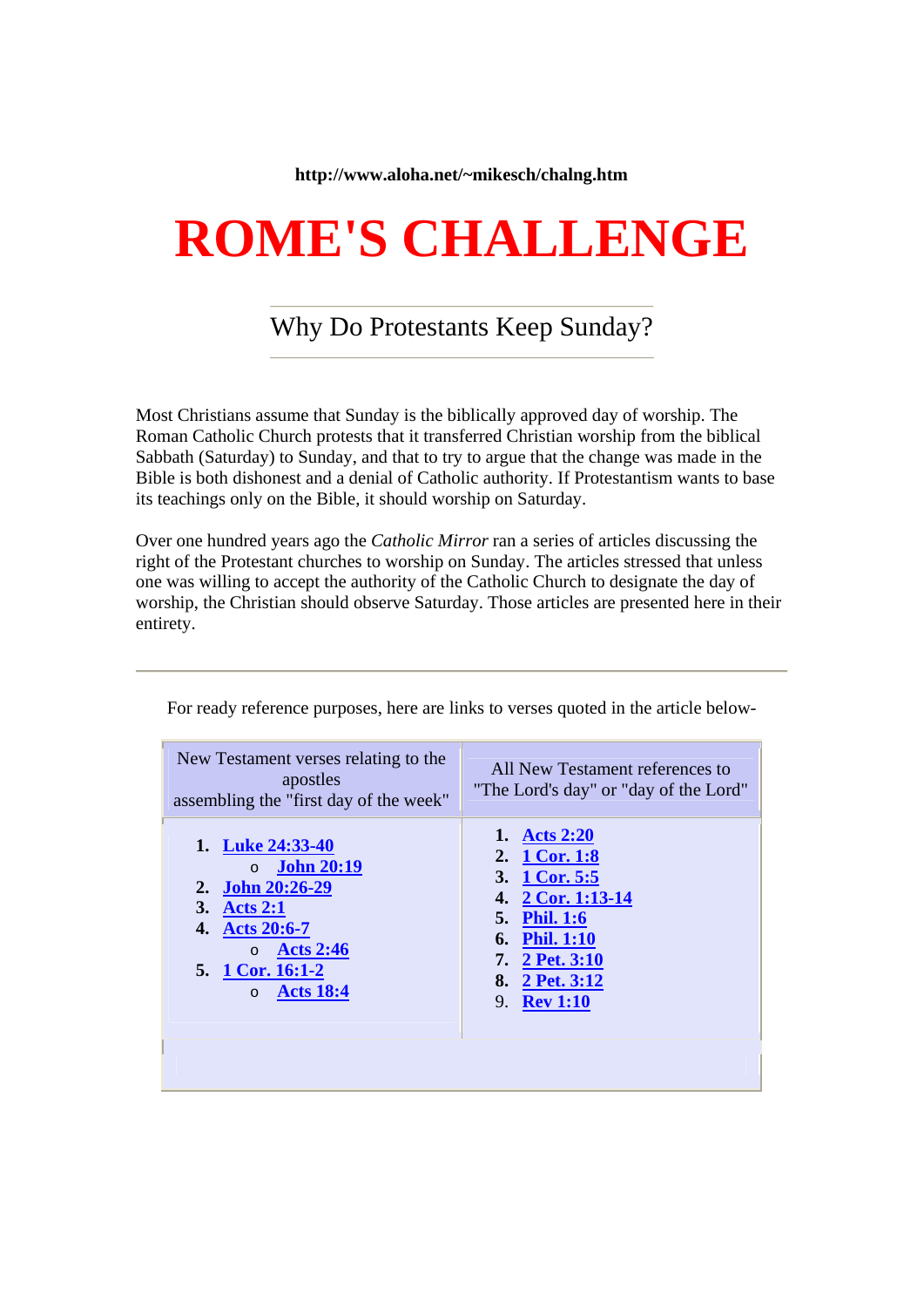**http://www.aloha.net/~mikesch/chalng.htm**

# ROME'S CHALLENGE

## Why Do Protestants Keep Sunday?

Most Christians assume that Sunday is the biblically approved day of worship. The Roman Catholic Church protests that it transferred Christian worship from the biblical Sabbath (Saturday) to Sunday, and that to try to argue that the change was made in the Bible is both dishonest and a denial of Catholic authority. If Protestantism wants to base its teachings only on the Bible, it should worship on Saturday.

Over one hundred years ago the *Catholic Mirror* ran a series of articles discussing the right of the Protestant churches to worship on Sunday. The articles stressed that unless one was willing to accept the authority of the Catholic Church to designate the day of worship, the Christian should observe Saturday. Those articles are presented here in their entirety.

---

For ready reference purposes, here are links to verses quoted in the article below-

| New Testament verses relating to the apostles assembling the "first day of the week" | All New Testament references to "The Lord's day" or "day of the Lord" |
|---|---|
| 1. **Luke 24:33-40**<br>o **John 20:19**<br>2. **John 20:26-29**<br>3. **Acts 2:1**<br>4. **Acts 20:6-7**<br>o **Acts 2:46**<br>5. **1 Cor. 16:1-2**<br>o **Acts 18:4** | 1. **Acts 2:20**<br>2. **1 Cor. 1:8**<br>3. **1 Cor. 5:5**<br>4. **2 Cor. 1:13-14**<br>5. **Phil. 1:6**<br>6. **Phil. 1:10**<br>7. **2 Pet. 3:10**<br>8. **2 Pet. 3:12**<br>9. **Rev 1:10** |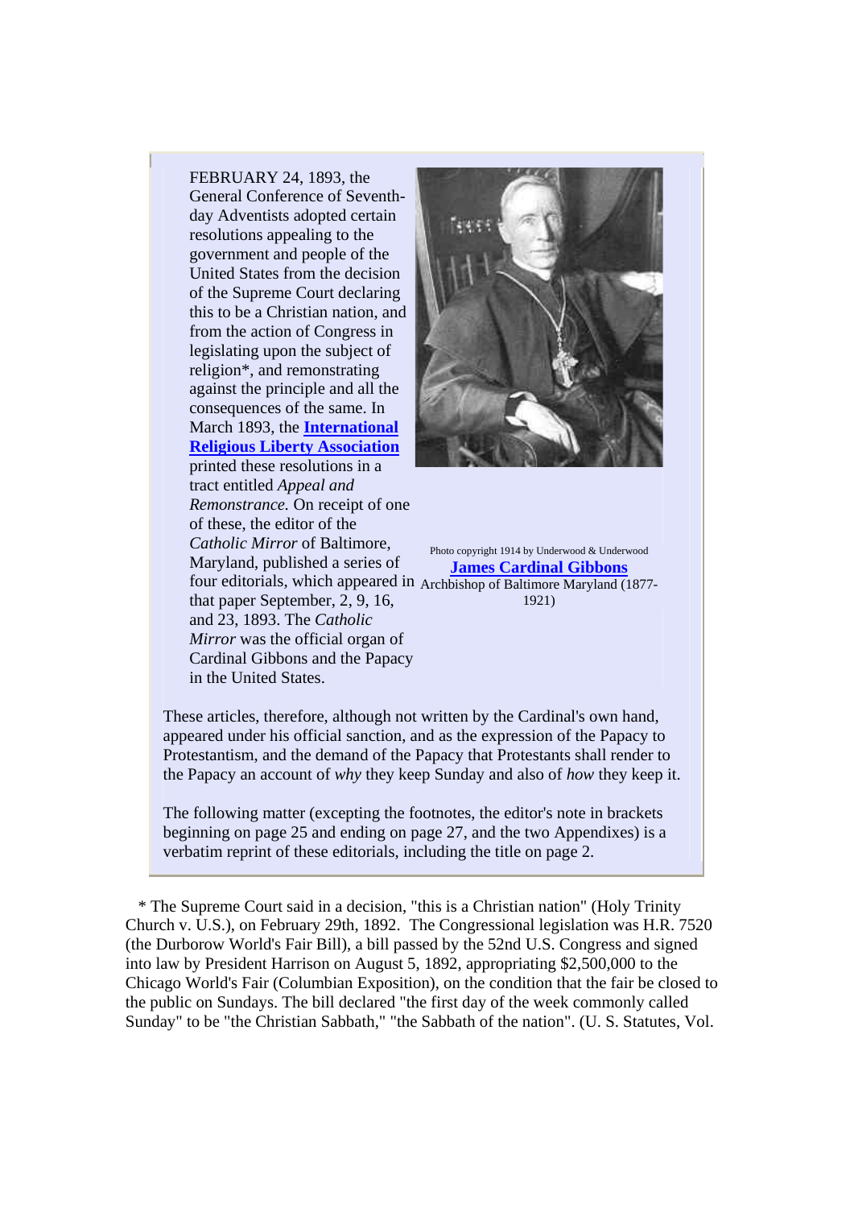FEBRUARY 24, 1893, the General Conference of Seventh-day Adventists adopted certain resolutions appealing to the government and people of the United States from the decision of the Supreme Court declaring this to be a Christian nation, and from the action of Congress in legislating upon the subject of religion*, and remonstrating against the principle and all the consequences of the same. In March 1893, the **International Religious Liberty Association** printed these resolutions in a tract entitled *Appeal and Remonstrance.* On receipt of one of these, the editor of the *Catholic Mirror* of Baltimore, Maryland, published a series of four editorials, which appeared in that paper September, 2, 9, 16, and 23, 1893. The *Catholic Mirror* was the official organ of Cardinal Gibbons and the Papacy in the United States.

Photo copyright 1914 by Underwood & Underwood

**James Cardinal Gibbons**
Archbishop of Baltimore Maryland (1877-1921)

These articles, therefore, although not written by the Cardinal's own hand, appeared under his official sanction, and as the expression of the Papacy to Protestantism, and the demand of the Papacy that Protestants shall render to the Papacy an account of *why* they keep Sunday and also of *how* they keep it.

The following matter (excepting the footnotes, the editor's note in brackets beginning on page 25 and ending on page 27, and the two Appendixes) is a verbatim reprint of these editorials, including the title on page 2.

* The Supreme Court said in a decision, "this is a Christian nation" (Holy Trinity Church v. U.S.), on February 29th, 1892. The Congressional legislation was H.R. 7520 (the Durborow World's Fair Bill), a bill passed by the 52nd U.S. Congress and signed into law by President Harrison on August 5, 1892, appropriating $2,500,000 to the Chicago World's Fair (Columbian Exposition), on the condition that the fair be closed to the public on Sundays. The bill declared "the first day of the week commonly called Sunday" to be "the Christian Sabbath," "the Sabbath of the nation". (U. S. Statutes, Vol.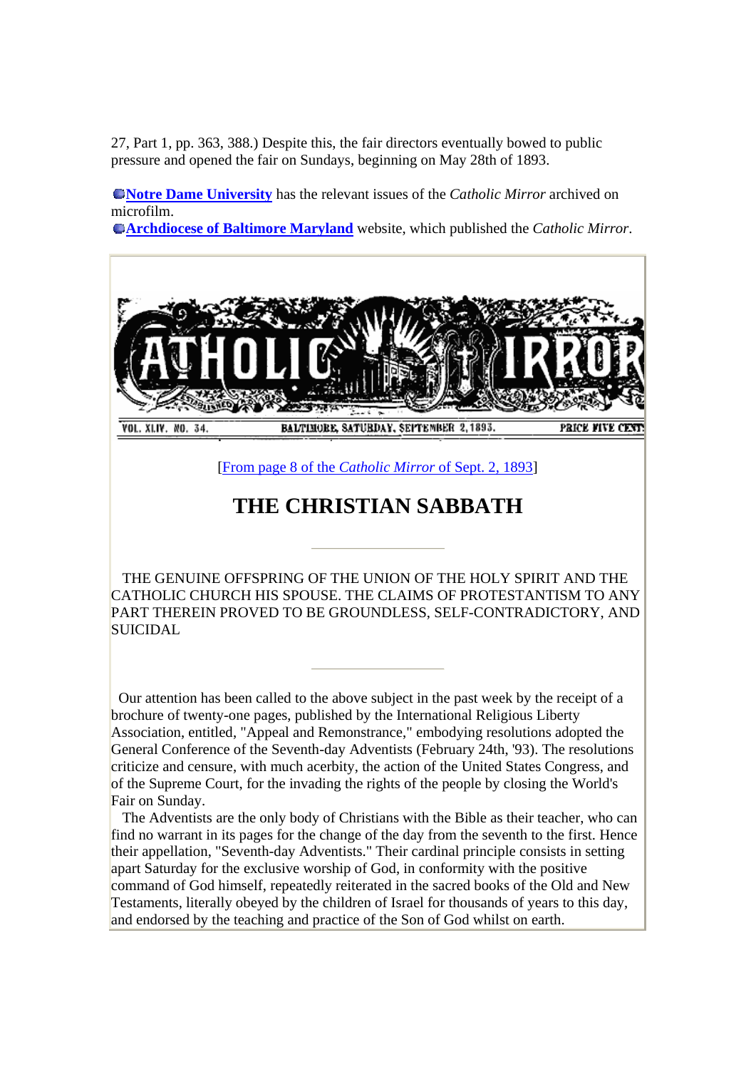27, Part 1, pp. 363, 388.) Despite this, the fair directors eventually bowed to public pressure and opened the fair on Sundays, beginning on May 28th of 1893.

**Notre Dame University** has the relevant issues of the *Catholic Mirror* archived on microfilm.
**Archdiocese of Baltimore Maryland** website, which published the *Catholic Mirror*.

CATHOLIC MIRROR

VOL. XLIV. NO. 34. BALTIMORE, SATURDAY, SEPTEMBER 2, 1893. PRICE FIVE CENTS

[From page 8 of the *Catholic Mirror* of Sept. 2, 1893]

# THE CHRISTIAN SABBATH

---

THE GENUINE OFFSPRING OF THE UNION OF THE HOLY SPIRIT AND THE CATHOLIC CHURCH HIS SPOUSE. THE CLAIMS OF PROTESTANTISM TO ANY PART THEREIN PROVED TO BE GROUNDLESS, SELF-CONTRADICTORY, AND SUICIDAL

---

Our attention has been called to the above subject in the past week by the receipt of a brochure of twenty-one pages, published by the International Religious Liberty Association, entitled, "Appeal and Remonstrance," embodying resolutions adopted the General Conference of the Seventh-day Adventists (February 24th, '93). The resolutions criticize and censure, with much acerbity, the action of the United States Congress, and of the Supreme Court, for the invading the rights of the people by closing the World's Fair on Sunday.

The Adventists are the only body of Christians with the Bible as their teacher, who can find no warrant in its pages for the change of the day from the seventh to the first. Hence their appellation, "Seventh-day Adventists." Their cardinal principle consists in setting apart Saturday for the exclusive worship of God, in conformity with the positive command of God himself, repeatedly reiterated in the sacred books of the Old and New Testaments, literally obeyed by the children of Israel for thousands of years to this day, and endorsed by the teaching and practice of the Son of God whilst on earth.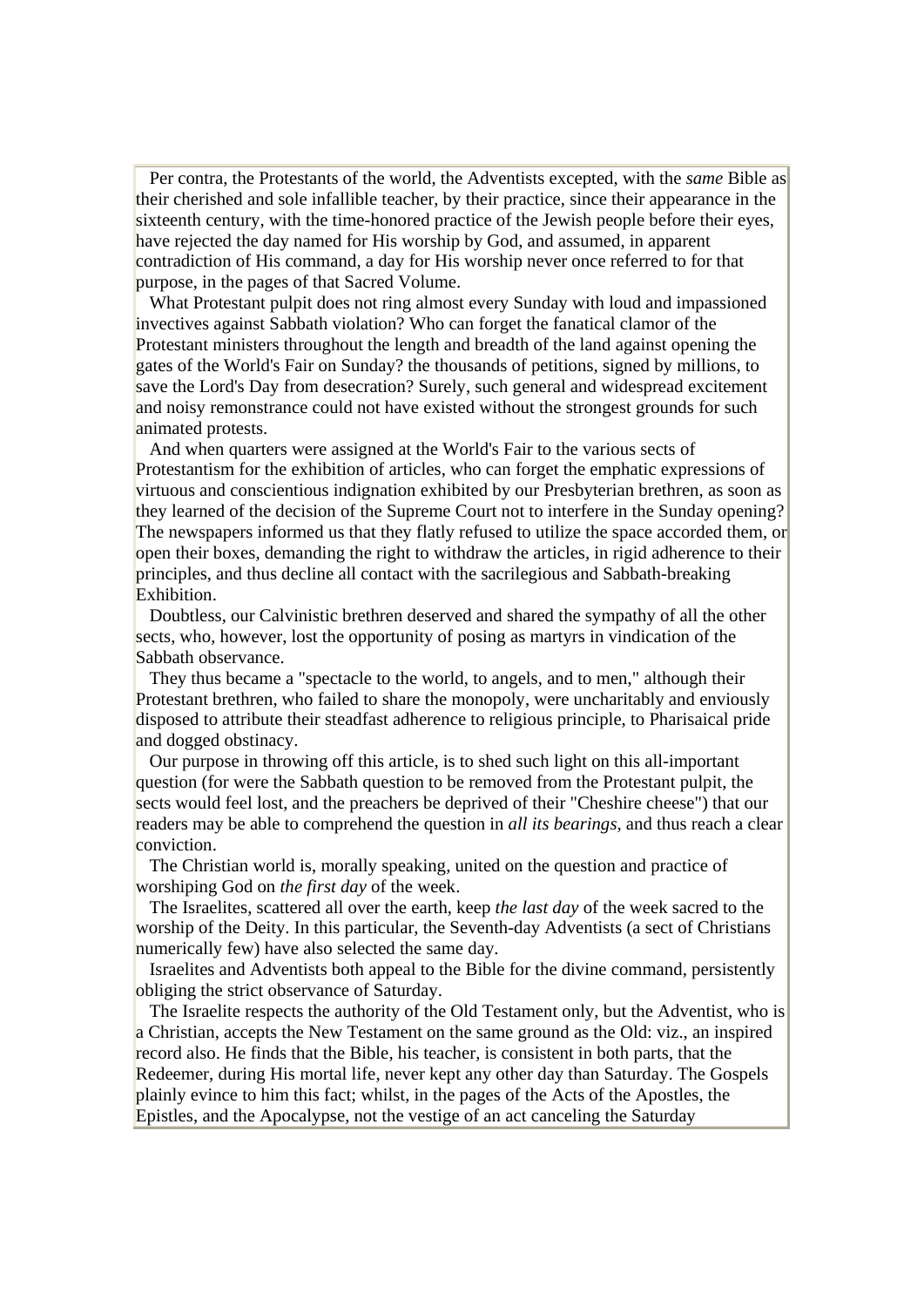Per contra, the Protestants of the world, the Adventists excepted, with the *same* Bible as their cherished and sole infallible teacher, by their practice, since their appearance in the sixteenth century, with the time-honored practice of the Jewish people before their eyes, have rejected the day named for His worship by God, and assumed, in apparent contradiction of His command, a day for His worship never once referred to for that purpose, in the pages of that Sacred Volume.

What Protestant pulpit does not ring almost every Sunday with loud and impassioned invectives against Sabbath violation? Who can forget the fanatical clamor of the Protestant ministers throughout the length and breadth of the land against opening the gates of the World's Fair on Sunday? the thousands of petitions, signed by millions, to save the Lord's Day from desecration? Surely, such general and widespread excitement and noisy remonstrance could not have existed without the strongest grounds for such animated protests.

And when quarters were assigned at the World's Fair to the various sects of Protestantism for the exhibition of articles, who can forget the emphatic expressions of virtuous and conscientious indignation exhibited by our Presbyterian brethren, as soon as they learned of the decision of the Supreme Court not to interfere in the Sunday opening? The newspapers informed us that they flatly refused to utilize the space accorded them, or open their boxes, demanding the right to withdraw the articles, in rigid adherence to their principles, and thus decline all contact with the sacrilegious and Sabbath-breaking Exhibition.

Doubtless, our Calvinistic brethren deserved and shared the sympathy of all the other sects, who, however, lost the opportunity of posing as martyrs in vindication of the Sabbath observance.

They thus became a "spectacle to the world, to angels, and to men," although their Protestant brethren, who failed to share the monopoly, were uncharitably and enviously disposed to attribute their steadfast adherence to religious principle, to Pharisaical pride and dogged obstinacy.

Our purpose in throwing off this article, is to shed such light on this all-important question (for were the Sabbath question to be removed from the Protestant pulpit, the sects would feel lost, and the preachers be deprived of their "Cheshire cheese") that our readers may be able to comprehend the question in *all its bearings*, and thus reach a clear conviction.

The Christian world is, morally speaking, united on the question and practice of worshiping God on *the first day* of the week.

The Israelites, scattered all over the earth, keep *the last day* of the week sacred to the worship of the Deity. In this particular, the Seventh-day Adventists (a sect of Christians numerically few) have also selected the same day.

Israelites and Adventists both appeal to the Bible for the divine command, persistently obliging the strict observance of Saturday.

The Israelite respects the authority of the Old Testament only, but the Adventist, who is a Christian, accepts the New Testament on the same ground as the Old: viz., an inspired record also. He finds that the Bible, his teacher, is consistent in both parts, that the Redeemer, during His mortal life, never kept any other day than Saturday. The Gospels plainly evince to him this fact; whilst, in the pages of the Acts of the Apostles, the Epistles, and the Apocalypse, not the vestige of an act canceling the Saturday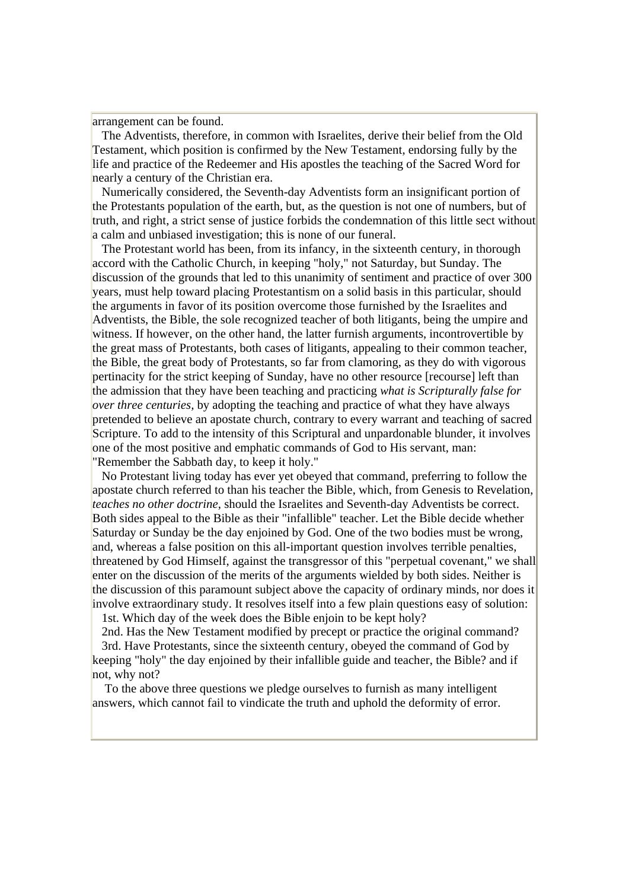arrangement can be found.

The Adventists, therefore, in common with Israelites, derive their belief from the Old Testament, which position is confirmed by the New Testament, endorsing fully by the life and practice of the Redeemer and His apostles the teaching of the Sacred Word for nearly a century of the Christian era.

Numerically considered, the Seventh-day Adventists form an insignificant portion of the Protestants population of the earth, but, as the question is not one of numbers, but of truth, and right, a strict sense of justice forbids the condemnation of this little sect without a calm and unbiased investigation; this is none of our funeral.

The Protestant world has been, from its infancy, in the sixteenth century, in thorough accord with the Catholic Church, in keeping "holy," not Saturday, but Sunday. The discussion of the grounds that led to this unanimity of sentiment and practice of over 300 years, must help toward placing Protestantism on a solid basis in this particular, should the arguments in favor of its position overcome those furnished by the Israelites and Adventists, the Bible, the sole recognized teacher of both litigants, being the umpire and witness. If however, on the other hand, the latter furnish arguments, incontrovertible by the great mass of Protestants, both cases of litigants, appealing to their common teacher, the Bible, the great body of Protestants, so far from clamoring, as they do with vigorous pertinacity for the strict keeping of Sunday, have no other resource [recourse] left than the admission that they have been teaching and practicing *what is Scripturally false for over three centuries,* by adopting the teaching and practice of what they have always pretended to believe an apostate church, contrary to every warrant and teaching of sacred Scripture. To add to the intensity of this Scriptural and unpardonable blunder, it involves one of the most positive and emphatic commands of God to His servant, man: "Remember the Sabbath day, to keep it holy."

No Protestant living today has ever yet obeyed that command, preferring to follow the apostate church referred to than his teacher the Bible, which, from Genesis to Revelation, *teaches no other doctrine*, should the Israelites and Seventh-day Adventists be correct. Both sides appeal to the Bible as their "infallible" teacher. Let the Bible decide whether Saturday or Sunday be the day enjoined by God. One of the two bodies must be wrong, and, whereas a false position on this all-important question involves terrible penalties, threatened by God Himself, against the transgressor of this "perpetual covenant," we shall enter on the discussion of the merits of the arguments wielded by both sides. Neither is the discussion of this paramount subject above the capacity of ordinary minds, nor does it involve extraordinary study. It resolves itself into a few plain questions easy of solution:

1st. Which day of the week does the Bible enjoin to be kept holy?

2nd. Has the New Testament modified by precept or practice the original command?

3rd. Have Protestants, since the sixteenth century, obeyed the command of God by keeping "holy" the day enjoined by their infallible guide and teacher, the Bible? and if not, why not?

To the above three questions we pledge ourselves to furnish as many intelligent answers, which cannot fail to vindicate the truth and uphold the deformity of error.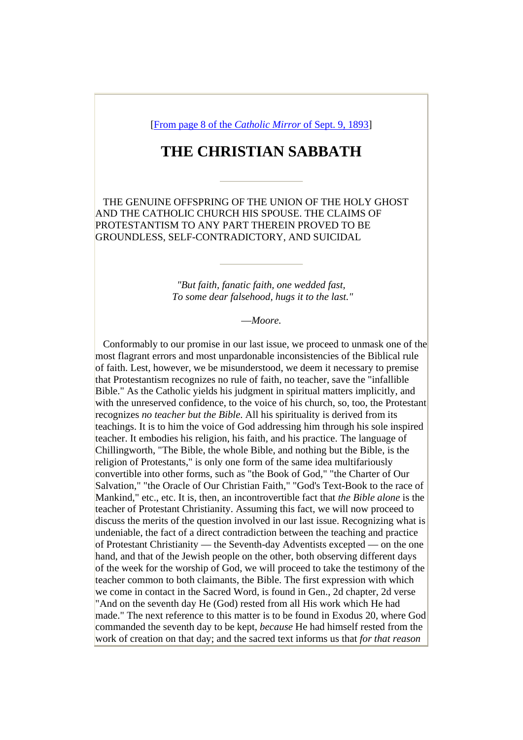[From page 8 of the *Catholic Mirror* of Sept. 9, 1893]

# THE CHRISTIAN SABBATH

---

THE GENUINE OFFSPRING OF THE UNION OF THE HOLY GHOST AND THE CATHOLIC CHURCH HIS SPOUSE. THE CLAIMS OF PROTESTANTISM TO ANY PART THEREIN PROVED TO BE GROUNDLESS, SELF-CONTRADICTORY, AND SUICIDAL

---

*"But faith, fanatic faith, one wedded fast,*
*To some dear falsehood, hugs it to the last."*

—*Moore.*

Conformably to our promise in our last issue, we proceed to unmask one of the most flagrant errors and most unpardonable inconsistencies of the Biblical rule of faith. Lest, however, we be misunderstood, we deem it necessary to premise that Protestantism recognizes no rule of faith, no teacher, save the "infallible Bible." As the Catholic yields his judgment in spiritual matters implicitly, and with the unreserved confidence, to the voice of his church, so, too, the Protestant recognizes *no teacher but the Bible*. All his spirituality is derived from its teachings. It is to him the voice of God addressing him through his sole inspired teacher. It embodies his religion, his faith, and his practice. The language of Chillingworth, "The Bible, the whole Bible, and nothing but the Bible, is the religion of Protestants," is only one form of the same idea multifariously convertible into other forms, such as "the Book of God," "the Charter of Our Salvation," "the Oracle of Our Christian Faith," "God's Text-Book to the race of Mankind," etc., etc. It is, then, an incontrovertible fact that *the Bible alone* is the teacher of Protestant Christianity. Assuming this fact, we will now proceed to discuss the merits of the question involved in our last issue. Recognizing what is undeniable, the fact of a direct contradiction between the teaching and practice of Protestant Christianity — the Seventh-day Adventists excepted — on the one hand, and that of the Jewish people on the other, both observing different days of the week for the worship of God, we will proceed to take the testimony of the teacher common to both claimants, the Bible. The first expression with which we come in contact in the Sacred Word, is found in Gen., 2d chapter, 2d verse "And on the seventh day He (God) rested from all His work which He had made." The next reference to this matter is to be found in Exodus 20, where God commanded the seventh day to be kept, *because* He had himself rested from the work of creation on that day; and the sacred text informs us that *for that reason*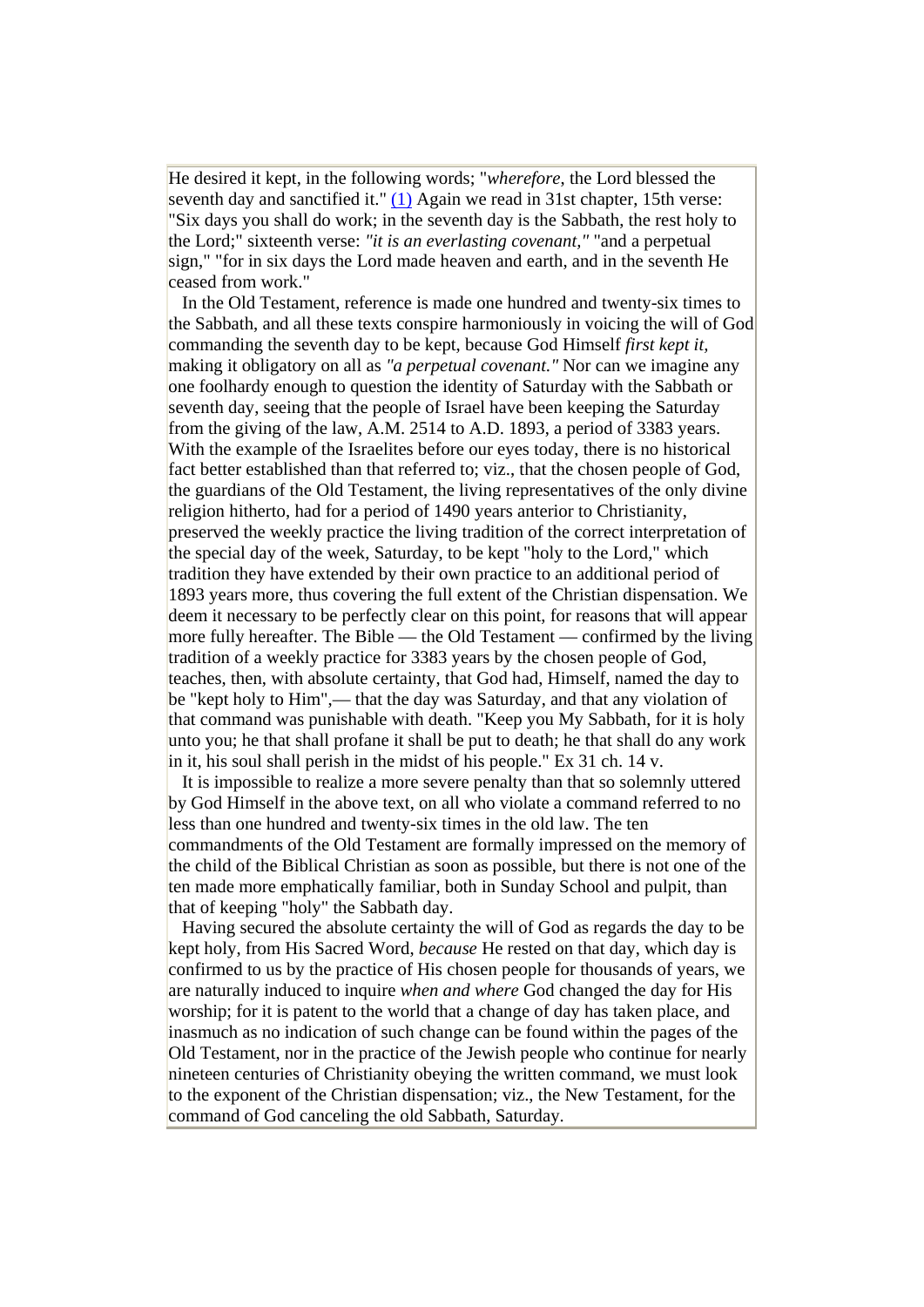He desired it kept, in the following words; "*wherefore*, the Lord blessed the seventh day and sanctified it." (1) Again we read in 31st chapter, 15th verse: "Six days you shall do work; in the seventh day is the Sabbath, the rest holy to the Lord;" sixteenth verse: *"it is an everlasting covenant,"* "and a perpetual sign," "for in six days the Lord made heaven and earth, and in the seventh He ceased from work."

In the Old Testament, reference is made one hundred and twenty-six times to the Sabbath, and all these texts conspire harmoniously in voicing the will of God commanding the seventh day to be kept, because God Himself *first kept it*, making it obligatory on all as *"a perpetual covenant."* Nor can we imagine any one foolhardy enough to question the identity of Saturday with the Sabbath or seventh day, seeing that the people of Israel have been keeping the Saturday from the giving of the law, A.M. 2514 to A.D. 1893, a period of 3383 years. With the example of the Israelites before our eyes today, there is no historical fact better established than that referred to; viz., that the chosen people of God, the guardians of the Old Testament, the living representatives of the only divine religion hitherto, had for a period of 1490 years anterior to Christianity, preserved the weekly practice the living tradition of the correct interpretation of the special day of the week, Saturday, to be kept "holy to the Lord," which tradition they have extended by their own practice to an additional period of 1893 years more, thus covering the full extent of the Christian dispensation. We deem it necessary to be perfectly clear on this point, for reasons that will appear more fully hereafter. The Bible — the Old Testament — confirmed by the living tradition of a weekly practice for 3383 years by the chosen people of God, teaches, then, with absolute certainty, that God had, Himself, named the day to be "kept holy to Him",— that the day was Saturday, and that any violation of that command was punishable with death. "Keep you My Sabbath, for it is holy unto you; he that shall profane it shall be put to death; he that shall do any work in it, his soul shall perish in the midst of his people." Ex 31 ch. 14 v.

It is impossible to realize a more severe penalty than that so solemnly uttered by God Himself in the above text, on all who violate a command referred to no less than one hundred and twenty-six times in the old law. The ten commandments of the Old Testament are formally impressed on the memory of the child of the Biblical Christian as soon as possible, but there is not one of the ten made more emphatically familiar, both in Sunday School and pulpit, than that of keeping "holy" the Sabbath day.

Having secured the absolute certainty the will of God as regards the day to be kept holy, from His Sacred Word, *because* He rested on that day, which day is confirmed to us by the practice of His chosen people for thousands of years, we are naturally induced to inquire *when and where* God changed the day for His worship; for it is patent to the world that a change of day has taken place, and inasmuch as no indication of such change can be found within the pages of the Old Testament, nor in the practice of the Jewish people who continue for nearly nineteen centuries of Christianity obeying the written command, we must look to the exponent of the Christian dispensation; viz., the New Testament, for the command of God canceling the old Sabbath, Saturday.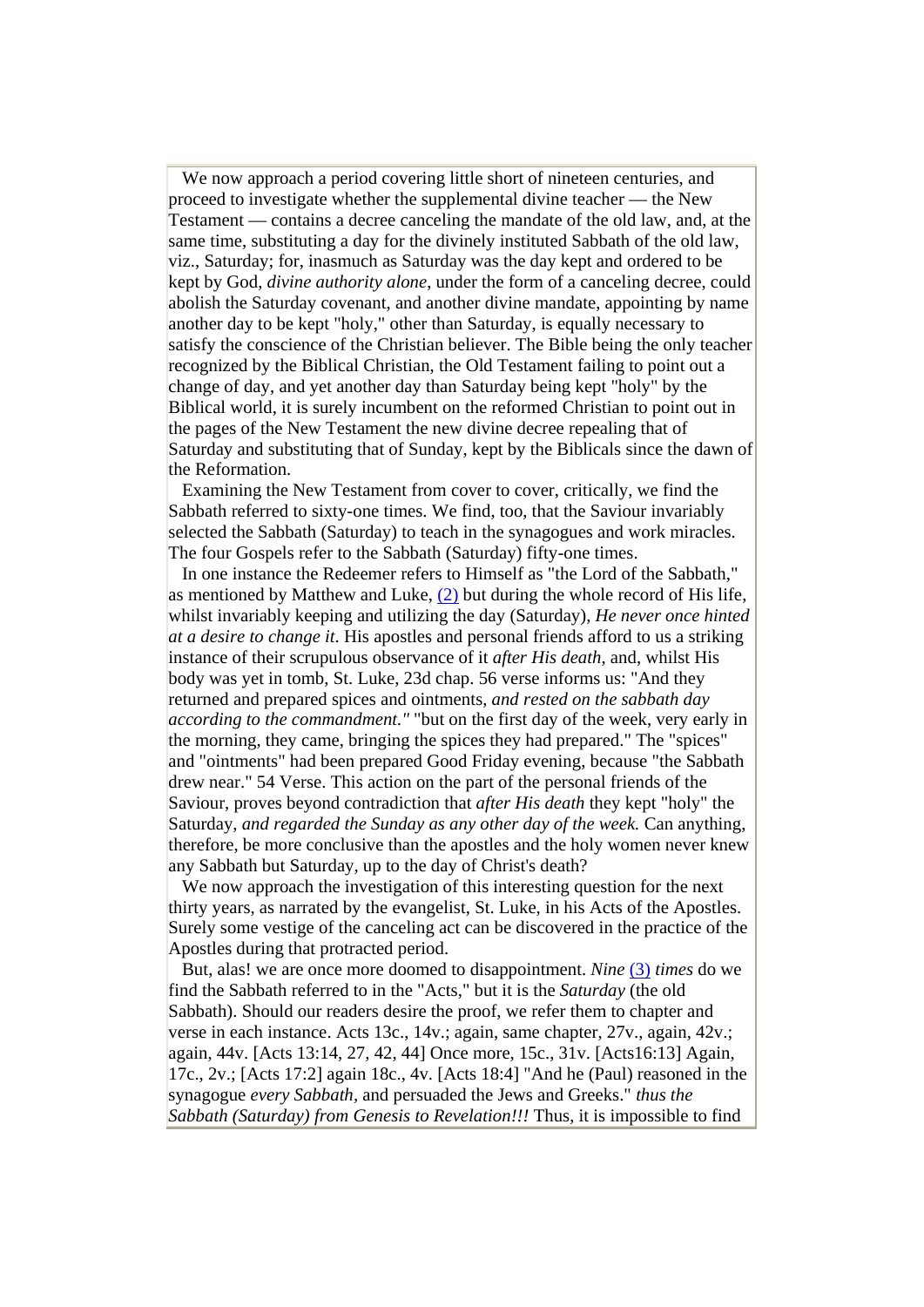We now approach a period covering little short of nineteen centuries, and proceed to investigate whether the supplemental divine teacher — the New Testament — contains a decree canceling the mandate of the old law, and, at the same time, substituting a day for the divinely instituted Sabbath of the old law, viz., Saturday; for, inasmuch as Saturday was the day kept and ordered to be kept by God, *divine authority alone*, under the form of a canceling decree, could abolish the Saturday covenant, and another divine mandate, appointing by name another day to be kept "holy," other than Saturday, is equally necessary to satisfy the conscience of the Christian believer. The Bible being the only teacher recognized by the Biblical Christian, the Old Testament failing to point out a change of day, and yet another day than Saturday being kept "holy" by the Biblical world, it is surely incumbent on the reformed Christian to point out in the pages of the New Testament the new divine decree repealing that of Saturday and substituting that of Sunday, kept by the Biblicals since the dawn of the Reformation.

Examining the New Testament from cover to cover, critically, we find the Sabbath referred to sixty-one times. We find, too, that the Saviour invariably selected the Sabbath (Saturday) to teach in the synagogues and work miracles. The four Gospels refer to the Sabbath (Saturday) fifty-one times.

In one instance the Redeemer refers to Himself as "the Lord of the Sabbath," as mentioned by Matthew and Luke, (2) but during the whole record of His life, whilst invariably keeping and utilizing the day (Saturday), *He never once hinted at a desire to change it*. His apostles and personal friends afford to us a striking instance of their scrupulous observance of it *after His death*, and, whilst His body was yet in tomb, St. Luke, 23d chap. 56 verse informs us: "And they returned and prepared spices and ointments, *and rested on the sabbath day according to the commandment."* "but on the first day of the week, very early in the morning, they came, bringing the spices they had prepared." The "spices" and "ointments" had been prepared Good Friday evening, because "the Sabbath drew near." 54 Verse. This action on the part of the personal friends of the Saviour, proves beyond contradiction that *after His death* they kept "holy" the Saturday, *and regarded the Sunday as any other day of the week.* Can anything, therefore, be more conclusive than the apostles and the holy women never knew any Sabbath but Saturday, up to the day of Christ's death?

We now approach the investigation of this interesting question for the next thirty years, as narrated by the evangelist, St. Luke, in his Acts of the Apostles. Surely some vestige of the canceling act can be discovered in the practice of the Apostles during that protracted period.

But, alas! we are once more doomed to disappointment. *Nine* (3) *times* do we find the Sabbath referred to in the "Acts," but it is the *Saturday* (the old Sabbath). Should our readers desire the proof, we refer them to chapter and verse in each instance. Acts 13c., 14v.; again, same chapter, 27v., again, 42v.; again, 44v. [Acts 13:14, 27, 42, 44] Once more, 15c., 31v. [Acts16:13] Again, 17c., 2v.; [Acts 17:2] again 18c., 4v. [Acts 18:4] "And he (Paul) reasoned in the synagogue *every Sabbath*, and persuaded the Jews and Greeks." *thus the Sabbath (Saturday) from Genesis to Revelation!!!* Thus, it is impossible to find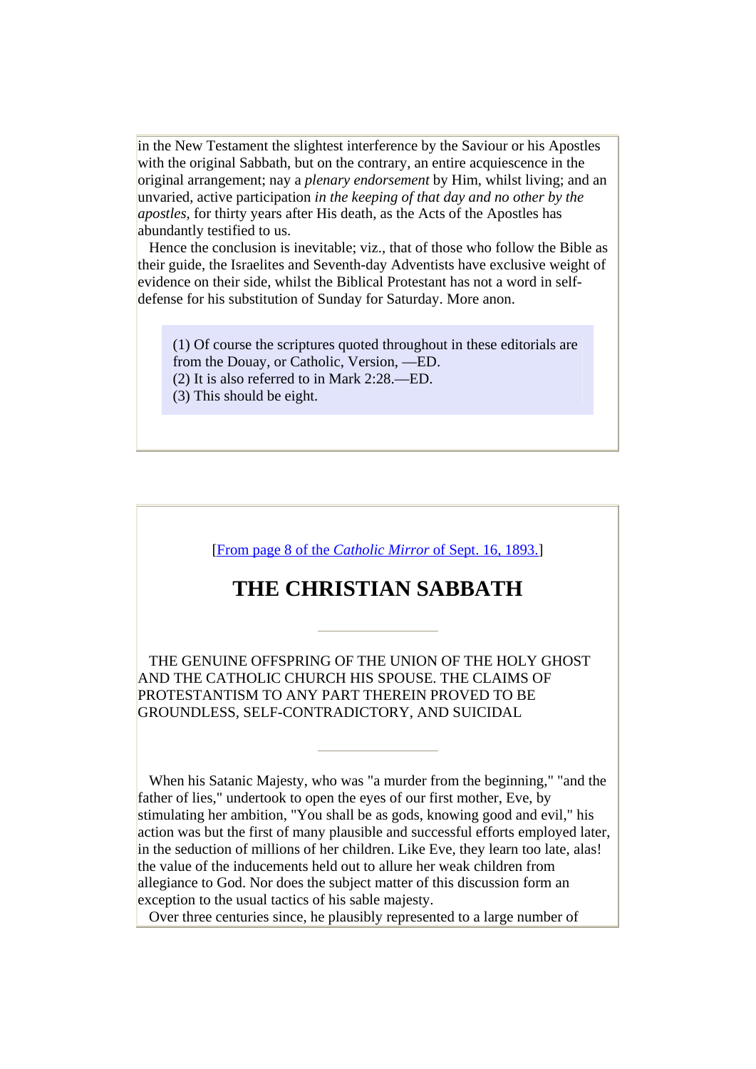in the New Testament the slightest interference by the Saviour or his Apostles with the original Sabbath, but on the contrary, an entire acquiescence in the original arrangement; nay a *plenary endorsement* by Him, whilst living; and an unvaried, active participation *in the keeping of that day and no other by the apostles*, for thirty years after His death, as the Acts of the Apostles has abundantly testified to us.

Hence the conclusion is inevitable; viz., that of those who follow the Bible as their guide, the Israelites and Seventh-day Adventists have exclusive weight of evidence on their side, whilst the Biblical Protestant has not a word in self-defense for his substitution of Sunday for Saturday. More anon.

> (1) Of course the scriptures quoted throughout in these editorials are from the Douay, or Catholic, Version, —ED.
> (2) It is also referred to in Mark 2:28.—ED.
> (3) This should be eight.

[From page 8 of the *Catholic Mirror* of Sept. 16, 1893.]

# THE CHRISTIAN SABBATH

THE GENUINE OFFSPRING OF THE UNION OF THE HOLY GHOST AND THE CATHOLIC CHURCH HIS SPOUSE. THE CLAIMS OF PROTESTANTISM TO ANY PART THEREIN PROVED TO BE GROUNDLESS, SELF-CONTRADICTORY, AND SUICIDAL

When his Satanic Majesty, who was "a murder from the beginning," "and the father of lies," undertook to open the eyes of our first mother, Eve, by stimulating her ambition, "You shall be as gods, knowing good and evil," his action was but the first of many plausible and successful efforts employed later, in the seduction of millions of her children. Like Eve, they learn too late, alas! the value of the inducements held out to allure her weak children from allegiance to God. Nor does the subject matter of this discussion form an exception to the usual tactics of his sable majesty.

Over three centuries since, he plausibly represented to a large number of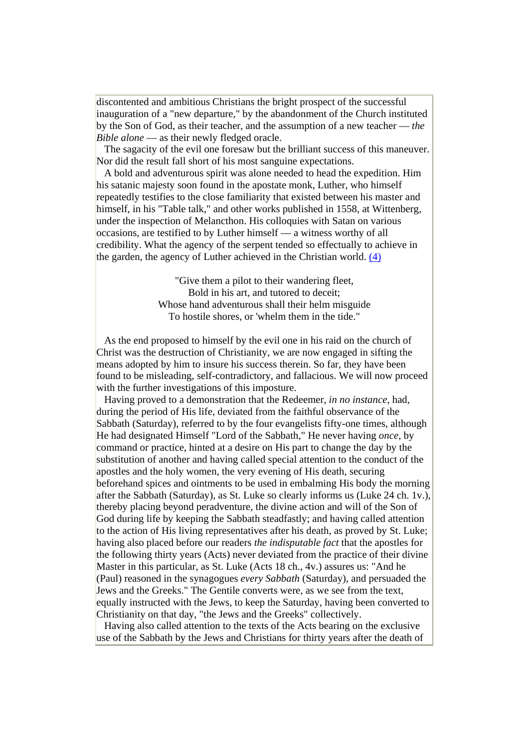discontented and ambitious Christians the bright prospect of the successful inauguration of a "new departure," by the abandonment of the Church instituted by the Son of God, as their teacher, and the assumption of a new teacher — *the Bible alone* — as their newly fledged oracle.

The sagacity of the evil one foresaw but the brilliant success of this maneuver. Nor did the result fall short of his most sanguine expectations.

A bold and adventurous spirit was alone needed to head the expedition. Him his satanic majesty soon found in the apostate monk, Luther, who himself repeatedly testifies to the close familiarity that existed between his master and himself, in his "Table talk," and other works published in 1558, at Wittenberg, under the inspection of Melancthon. His colloquies with Satan on various occasions, are testified to by Luther himself — a witness worthy of all credibility. What the agency of the serpent tended so effectually to achieve in the garden, the agency of Luther achieved in the Christian world. (4)

> "Give them a pilot to their wandering fleet,
> Bold in his art, and tutored to deceit;
> Whose hand adventurous shall their helm misguide
> To hostile shores, or 'whelm them in the tide."

As the end proposed to himself by the evil one in his raid on the church of Christ was the destruction of Christianity, we are now engaged in sifting the means adopted by him to insure his success therein. So far, they have been found to be misleading, self-contradictory, and fallacious. We will now proceed with the further investigations of this imposture.

Having proved to a demonstration that the Redeemer, *in no instance*, had, during the period of His life, deviated from the faithful observance of the Sabbath (Saturday), referred to by the four evangelists fifty-one times, although He had designated Himself "Lord of the Sabbath," He never having *once*, by command or practice, hinted at a desire on His part to change the day by the substitution of another and having called special attention to the conduct of the apostles and the holy women, the very evening of His death, securing beforehand spices and ointments to be used in embalming His body the morning after the Sabbath (Saturday), as St. Luke so clearly informs us (Luke 24 ch. 1v.), thereby placing beyond peradventure, the divine action and will of the Son of God during life by keeping the Sabbath steadfastly; and having called attention to the action of His living representatives after his death, as proved by St. Luke; having also placed before our readers *the indisputable fact* that the apostles for the following thirty years (Acts) never deviated from the practice of their divine Master in this particular, as St. Luke (Acts 18 ch., 4v.) assures us: "And he (Paul) reasoned in the synagogues *every Sabbath* (Saturday), and persuaded the Jews and the Greeks." The Gentile converts were, as we see from the text, equally instructed with the Jews, to keep the Saturday, having been converted to Christianity on that day, "the Jews and the Greeks" collectively.

Having also called attention to the texts of the Acts bearing on the exclusive use of the Sabbath by the Jews and Christians for thirty years after the death of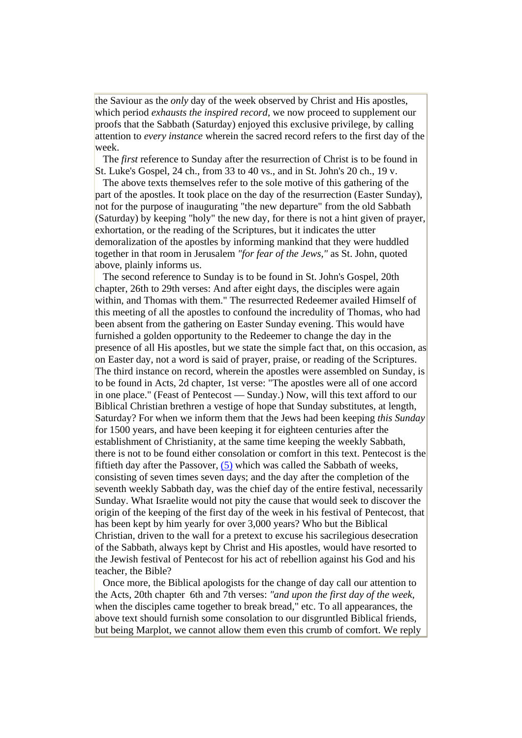the Saviour as the *only* day of the week observed by Christ and His apostles, which period *exhausts the inspired record,* we now proceed to supplement our proofs that the Sabbath (Saturday) enjoyed this exclusive privilege, by calling attention to *every instance* wherein the sacred record refers to the first day of the week.

The *first* reference to Sunday after the resurrection of Christ is to be found in St. Luke's Gospel, 24 ch., from 33 to 40 vs., and in St. John's 20 ch., 19 v.

The above texts themselves refer to the sole motive of this gathering of the part of the apostles. It took place on the day of the resurrection (Easter Sunday), not for the purpose of inaugurating "the new departure" from the old Sabbath (Saturday) by keeping "holy" the new day, for there is not a hint given of prayer, exhortation, or the reading of the Scriptures, but it indicates the utter demoralization of the apostles by informing mankind that they were huddled together in that room in Jerusalem *"for fear of the Jews,"* as St. John, quoted above, plainly informs us.

The second reference to Sunday is to be found in St. John's Gospel, 20th chapter, 26th to 29th verses: And after eight days, the disciples were again within, and Thomas with them." The resurrected Redeemer availed Himself of this meeting of all the apostles to confound the incredulity of Thomas, who had been absent from the gathering on Easter Sunday evening. This would have furnished a golden opportunity to the Redeemer to change the day in the presence of all His apostles, but we state the simple fact that, on this occasion, as on Easter day, not a word is said of prayer, praise, or reading of the Scriptures. The third instance on record, wherein the apostles were assembled on Sunday, is to be found in Acts, 2d chapter, 1st verse: "The apostles were all of one accord in one place." (Feast of Pentecost — Sunday.) Now, will this text afford to our Biblical Christian brethren a vestige of hope that Sunday substitutes, at length, Saturday? For when we inform them that the Jews had been keeping *this Sunday* for 1500 years, and have been keeping it for eighteen centuries after the establishment of Christianity, at the same time keeping the weekly Sabbath, there is not to be found either consolation or comfort in this text. Pentecost is the fiftieth day after the Passover, (5) which was called the Sabbath of weeks, consisting of seven times seven days; and the day after the completion of the seventh weekly Sabbath day, was the chief day of the entire festival, necessarily Sunday. What Israelite would not pity the cause that would seek to discover the origin of the keeping of the first day of the week in his festival of Pentecost, that has been kept by him yearly for over 3,000 years? Who but the Biblical Christian, driven to the wall for a pretext to excuse his sacrilegious desecration of the Sabbath, always kept by Christ and His apostles, would have resorted to the Jewish festival of Pentecost for his act of rebellion against his God and his teacher, the Bible?

Once more, the Biblical apologists for the change of day call our attention to the Acts, 20th chapter 6th and 7th verses: *"and upon the first day of the week,* when the disciples came together to break bread," etc. To all appearances, the above text should furnish some consolation to our disgruntled Biblical friends, but being Marplot, we cannot allow them even this crumb of comfort. We reply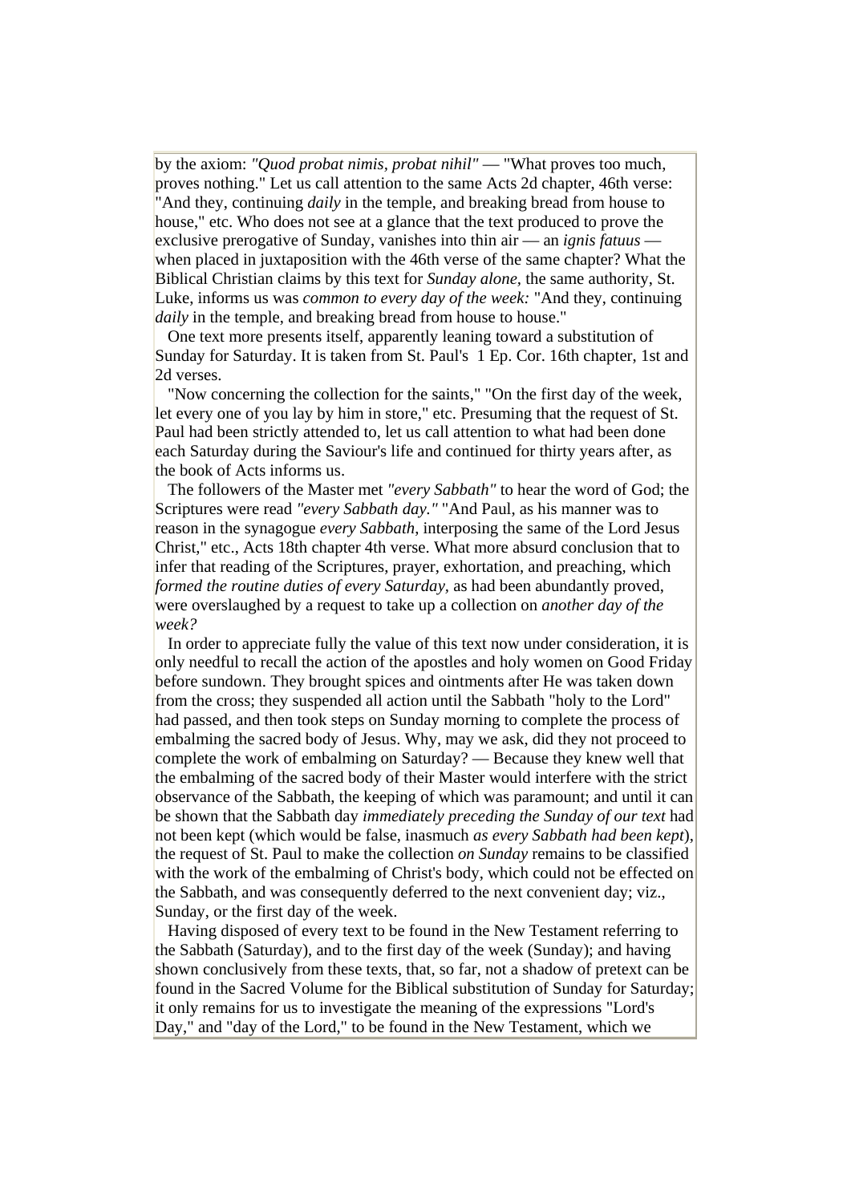by the axiom: *"Quod probat nimis, probat nihil"* — "What proves too much, proves nothing." Let us call attention to the same Acts 2d chapter, 46th verse: "And they, continuing *daily* in the temple, and breaking bread from house to house," etc. Who does not see at a glance that the text produced to prove the exclusive prerogative of Sunday, vanishes into thin air — an *ignis fatuus* — when placed in juxtaposition with the 46th verse of the same chapter? What the Biblical Christian claims by this text for *Sunday alone*, the same authority, St. Luke, informs us was *common to every day of the week:* "And they, continuing *daily* in the temple, and breaking bread from house to house."

One text more presents itself, apparently leaning toward a substitution of Sunday for Saturday. It is taken from St. Paul's 1 Ep. Cor. 16th chapter, 1st and 2d verses.

"Now concerning the collection for the saints," "On the first day of the week, let every one of you lay by him in store," etc. Presuming that the request of St. Paul had been strictly attended to, let us call attention to what had been done each Saturday during the Saviour's life and continued for thirty years after, as the book of Acts informs us.

The followers of the Master met *"every Sabbath"* to hear the word of God; the Scriptures were read *"every Sabbath day."* "And Paul, as his manner was to reason in the synagogue *every Sabbath*, interposing the same of the Lord Jesus Christ," etc., Acts 18th chapter 4th verse. What more absurd conclusion that to infer that reading of the Scriptures, prayer, exhortation, and preaching, which *formed the routine duties of every Saturday*, as had been abundantly proved, were overslaughed by a request to take up a collection on *another day of the week?*

In order to appreciate fully the value of this text now under consideration, it is only needful to recall the action of the apostles and holy women on Good Friday before sundown. They brought spices and ointments after He was taken down from the cross; they suspended all action until the Sabbath "holy to the Lord" had passed, and then took steps on Sunday morning to complete the process of embalming the sacred body of Jesus. Why, may we ask, did they not proceed to complete the work of embalming on Saturday? — Because they knew well that the embalming of the sacred body of their Master would interfere with the strict observance of the Sabbath, the keeping of which was paramount; and until it can be shown that the Sabbath day *immediately preceding the Sunday of our text* had not been kept (which would be false, inasmuch *as every Sabbath had been kept*), the request of St. Paul to make the collection *on Sunday* remains to be classified with the work of the embalming of Christ's body, which could not be effected on the Sabbath, and was consequently deferred to the next convenient day; viz., Sunday, or the first day of the week.

Having disposed of every text to be found in the New Testament referring to the Sabbath (Saturday), and to the first day of the week (Sunday); and having shown conclusively from these texts, that, so far, not a shadow of pretext can be found in the Sacred Volume for the Biblical substitution of Sunday for Saturday; it only remains for us to investigate the meaning of the expressions "Lord's Day," and "day of the Lord," to be found in the New Testament, which we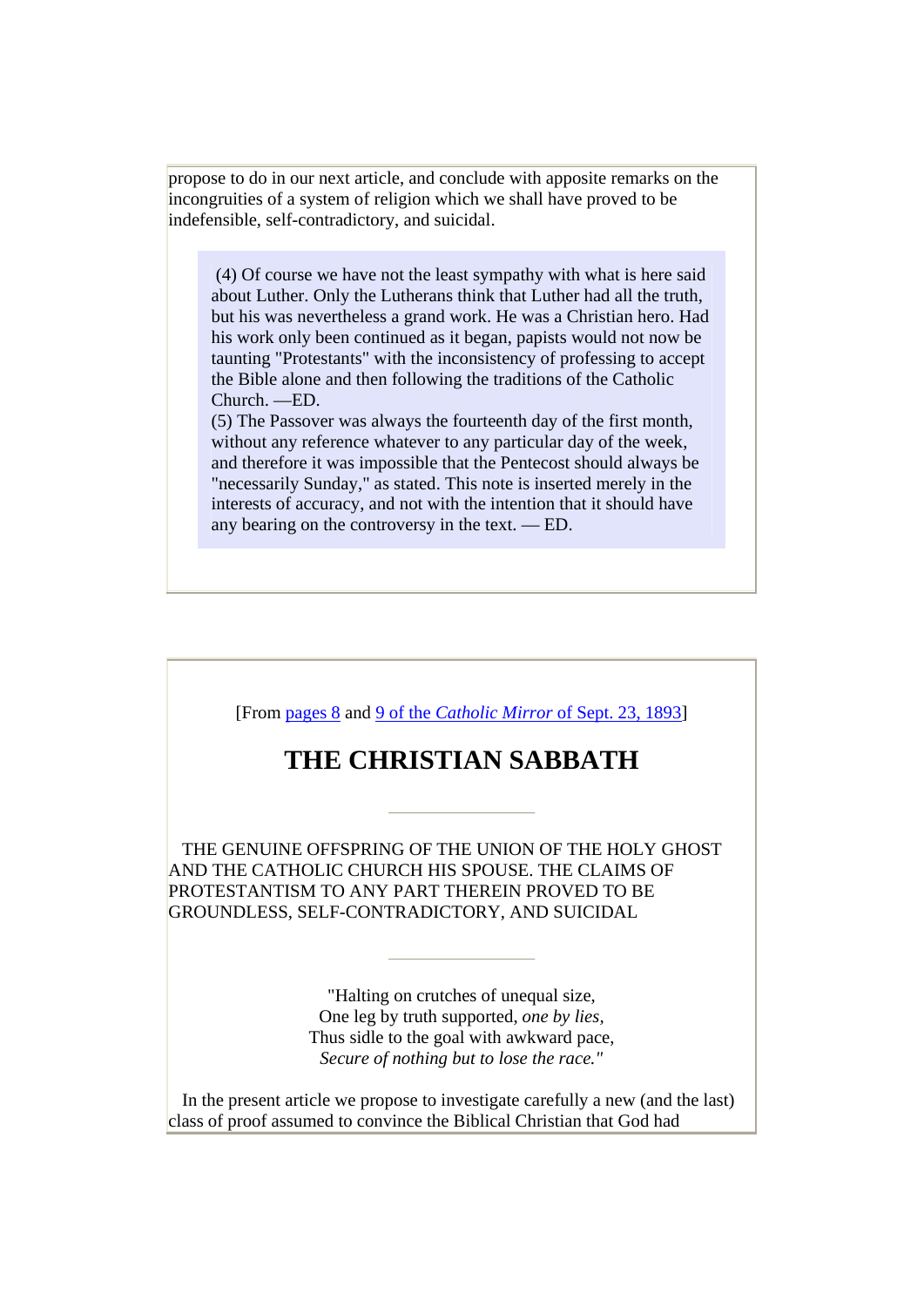propose to do in our next article, and conclude with apposite remarks on the incongruities of a system of religion which we shall have proved to be indefensible, self-contradictory, and suicidal.

> (4) Of course we have not the least sympathy with what is here said about Luther. Only the Lutherans think that Luther had all the truth, but his was nevertheless a grand work. He was a Christian hero. Had his work only been continued as it began, papists would not now be taunting "Protestants" with the inconsistency of professing to accept the Bible alone and then following the traditions of the Catholic Church. —ED.
>
> (5) The Passover was always the fourteenth day of the first month, without any reference whatever to any particular day of the week, and therefore it was impossible that the Pentecost should always be "necessarily Sunday," as stated. This note is inserted merely in the interests of accuracy, and not with the intention that it should have any bearing on the controversy in the text. — ED.

[From pages 8 and 9 of the *Catholic Mirror* of Sept. 23, 1893]

# THE CHRISTIAN SABBATH

---

THE GENUINE OFFSPRING OF THE UNION OF THE HOLY GHOST AND THE CATHOLIC CHURCH HIS SPOUSE. THE CLAIMS OF PROTESTANTISM TO ANY PART THEREIN PROVED TO BE GROUNDLESS, SELF-CONTRADICTORY, AND SUICIDAL

---

"Halting on crutches of unequal size,
One leg by truth supported, *one by lies*,
Thus sidle to the goal with awkward pace,
*Secure of nothing but to lose the race."*

In the present article we propose to investigate carefully a new (and the last) class of proof assumed to convince the Biblical Christian that God had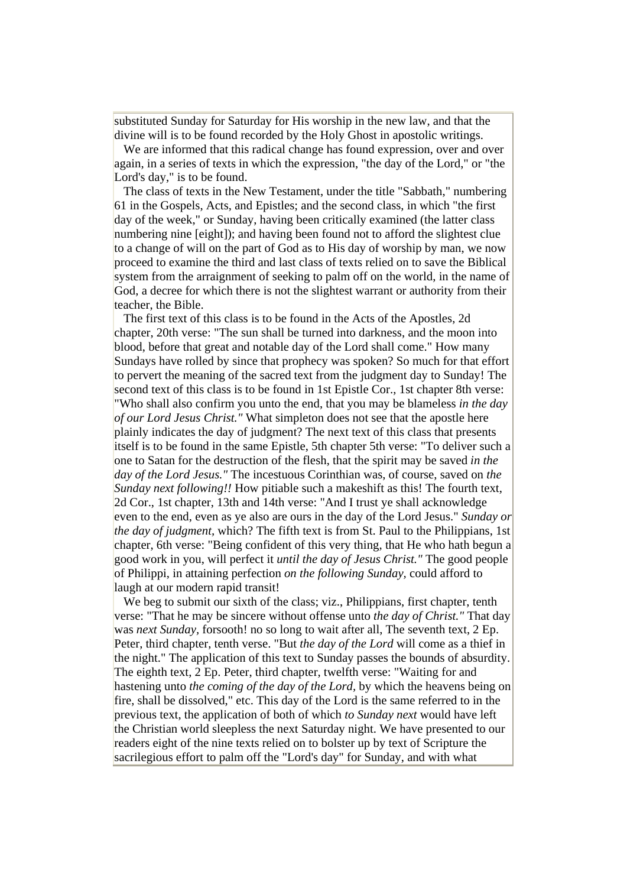substituted Sunday for Saturday for His worship in the new law, and that the divine will is to be found recorded by the Holy Ghost in apostolic writings.

We are informed that this radical change has found expression, over and over again, in a series of texts in which the expression, "the day of the Lord," or "the Lord's day," is to be found.

The class of texts in the New Testament, under the title "Sabbath," numbering 61 in the Gospels, Acts, and Epistles; and the second class, in which "the first day of the week," or Sunday, having been critically examined (the latter class numbering nine [eight]); and having been found not to afford the slightest clue to a change of will on the part of God as to His day of worship by man, we now proceed to examine the third and last class of texts relied on to save the Biblical system from the arraignment of seeking to palm off on the world, in the name of God, a decree for which there is not the slightest warrant or authority from their teacher, the Bible.

The first text of this class is to be found in the Acts of the Apostles, 2d chapter, 20th verse: "The sun shall be turned into darkness, and the moon into blood, before that great and notable day of the Lord shall come." How many Sundays have rolled by since that prophecy was spoken? So much for that effort to pervert the meaning of the sacred text from the judgment day to Sunday! The second text of this class is to be found in 1st Epistle Cor., 1st chapter 8th verse: "Who shall also confirm you unto the end, that you may be blameless *in the day of our Lord Jesus Christ."* What simpleton does not see that the apostle here plainly indicates the day of judgment? The next text of this class that presents itself is to be found in the same Epistle, 5th chapter 5th verse: "To deliver such a one to Satan for the destruction of the flesh, that the spirit may be saved *in the day of the Lord Jesus."* The incestuous Corinthian was, of course, saved on *the Sunday next following!!* How pitiable such a makeshift as this! The fourth text, 2d Cor., 1st chapter, 13th and 14th verse: "And I trust ye shall acknowledge even to the end, even as ye also are ours in the day of the Lord Jesus." *Sunday or the day of judgment,* which? The fifth text is from St. Paul to the Philippians, 1st chapter, 6th verse: "Being confident of this very thing, that He who hath begun a good work in you, will perfect it *until the day of Jesus Christ."* The good people of Philippi, in attaining perfection *on the following Sunday,* could afford to laugh at our modern rapid transit!

We beg to submit our sixth of the class; viz., Philippians, first chapter, tenth verse: "That he may be sincere without offense unto *the day of Christ."* That day was *next Sunday,* forsooth! no so long to wait after all, The seventh text, 2 Ep. Peter, third chapter, tenth verse. "But *the day of the Lord* will come as a thief in the night." The application of this text to Sunday passes the bounds of absurdity. The eighth text, 2 Ep. Peter, third chapter, twelfth verse: "Waiting for and hastening unto *the coming of the day of the Lord,* by which the heavens being on fire, shall be dissolved," etc. This day of the Lord is the same referred to in the previous text, the application of both of which *to Sunday next* would have left the Christian world sleepless the next Saturday night. We have presented to our readers eight of the nine texts relied on to bolster up by text of Scripture the sacrilegious effort to palm off the "Lord's day" for Sunday, and with what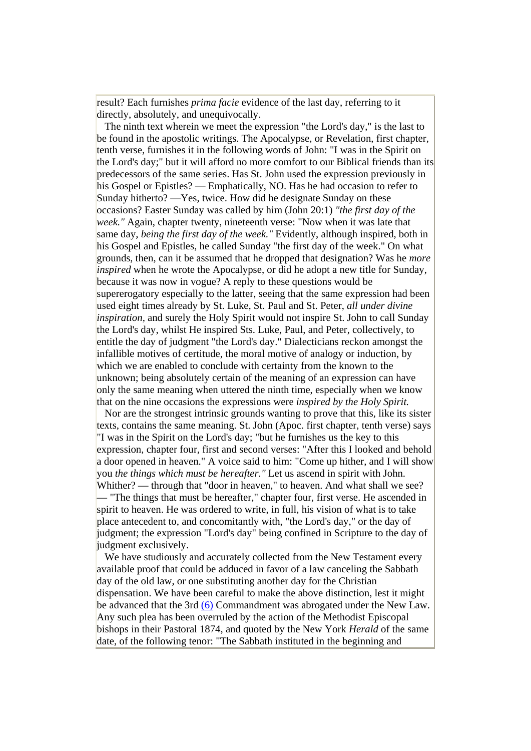result? Each furnishes *prima facie* evidence of the last day, referring to it directly, absolutely, and unequivocally.

The ninth text wherein we meet the expression "the Lord's day," is the last to be found in the apostolic writings. The Apocalypse, or Revelation, first chapter, tenth verse, furnishes it in the following words of John: "I was in the Spirit on the Lord's day;" but it will afford no more comfort to our Biblical friends than its predecessors of the same series. Has St. John used the expression previously in his Gospel or Epistles? — Emphatically, NO. Has he had occasion to refer to Sunday hitherto? —Yes, twice. How did he designate Sunday on these occasions? Easter Sunday was called by him (John 20:1) *"the first day of the week."* Again, chapter twenty, nineteenth verse: "Now when it was late that same day, *being the first day of the week."* Evidently, although inspired, both in his Gospel and Epistles, he called Sunday "the first day of the week." On what grounds, then, can it be assumed that he dropped that designation? Was he *more inspired* when he wrote the Apocalypse, or did he adopt a new title for Sunday, because it was now in vogue? A reply to these questions would be supererogatory especially to the latter, seeing that the same expression had been used eight times already by St. Luke, St. Paul and St. Peter, *all under divine inspiration*, and surely the Holy Spirit would not inspire St. John to call Sunday the Lord's day, whilst He inspired Sts. Luke, Paul, and Peter, collectively, to entitle the day of judgment "the Lord's day." Dialecticians reckon amongst the infallible motives of certitude, the moral motive of analogy or induction, by which we are enabled to conclude with certainty from the known to the unknown; being absolutely certain of the meaning of an expression can have only the same meaning when uttered the ninth time, especially when we know that on the nine occasions the expressions were *inspired by the Holy Spirit.*

Nor are the strongest intrinsic grounds wanting to prove that this, like its sister texts, contains the same meaning. St. John (Apoc. first chapter, tenth verse) says "I was in the Spirit on the Lord's day; "but he furnishes us the key to this expression, chapter four, first and second verses: "After this I looked and behold a door opened in heaven." A voice said to him: "Come up hither, and I will show you *the things which must be hereafter."* Let us ascend in spirit with John. Whither? — through that "door in heaven," to heaven. And what shall we see? — "The things that must be hereafter," chapter four, first verse. He ascended in spirit to heaven. He was ordered to write, in full, his vision of what is to take place antecedent to, and concomitantly with, "the Lord's day," or the day of judgment; the expression "Lord's day" being confined in Scripture to the day of judgment exclusively.

We have studiously and accurately collected from the New Testament every available proof that could be adduced in favor of a law canceling the Sabbath day of the old law, or one substituting another day for the Christian dispensation. We have been careful to make the above distinction, lest it might be advanced that the 3rd (6) Commandment was abrogated under the New Law. Any such plea has been overruled by the action of the Methodist Episcopal bishops in their Pastoral 1874, and quoted by the New York *Herald* of the same date, of the following tenor: "The Sabbath instituted in the beginning and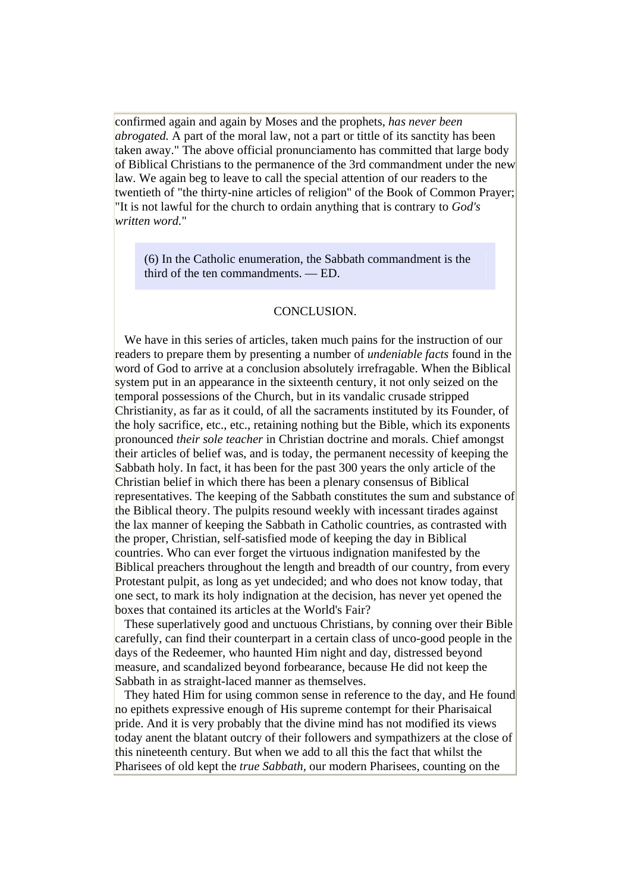confirmed again and again by Moses and the prophets, *has never been abrogated.* A part of the moral law, not a part or tittle of its sanctity has been taken away." The above official pronunciamento has committed that large body of Biblical Christians to the permanence of the 3rd commandment under the new law. We again beg to leave to call the special attention of our readers to the twentieth of "the thirty-nine articles of religion" of the Book of Common Prayer; "It is not lawful for the church to ordain anything that is contrary to *God's written word.*"

> (6) In the Catholic enumeration, the Sabbath commandment is the third of the ten commandments. — ED.

## CONCLUSION.

We have in this series of articles, taken much pains for the instruction of our readers to prepare them by presenting a number of *undeniable facts* found in the word of God to arrive at a conclusion absolutely irrefragable. When the Biblical system put in an appearance in the sixteenth century, it not only seized on the temporal possessions of the Church, but in its vandalic crusade stripped Christianity, as far as it could, of all the sacraments instituted by its Founder, of the holy sacrifice, etc., etc., retaining nothing but the Bible, which its exponents pronounced *their sole teacher* in Christian doctrine and morals. Chief amongst their articles of belief was, and is today, the permanent necessity of keeping the Sabbath holy. In fact, it has been for the past 300 years the only article of the Christian belief in which there has been a plenary consensus of Biblical representatives. The keeping of the Sabbath constitutes the sum and substance of the Biblical theory. The pulpits resound weekly with incessant tirades against the lax manner of keeping the Sabbath in Catholic countries, as contrasted with the proper, Christian, self-satisfied mode of keeping the day in Biblical countries. Who can ever forget the virtuous indignation manifested by the Biblical preachers throughout the length and breadth of our country, from every Protestant pulpit, as long as yet undecided; and who does not know today, that one sect, to mark its holy indignation at the decision, has never yet opened the boxes that contained its articles at the World's Fair?

These superlatively good and unctuous Christians, by conning over their Bible carefully, can find their counterpart in a certain class of unco-good people in the days of the Redeemer, who haunted Him night and day, distressed beyond measure, and scandalized beyond forbearance, because He did not keep the Sabbath in as straight-laced manner as themselves.

They hated Him for using common sense in reference to the day, and He found no epithets expressive enough of His supreme contempt for their Pharisaical pride. And it is very probably that the divine mind has not modified its views today anent the blatant outcry of their followers and sympathizers at the close of this nineteenth century. But when we add to all this the fact that whilst the Pharisees of old kept the *true Sabbath*, our modern Pharisees, counting on the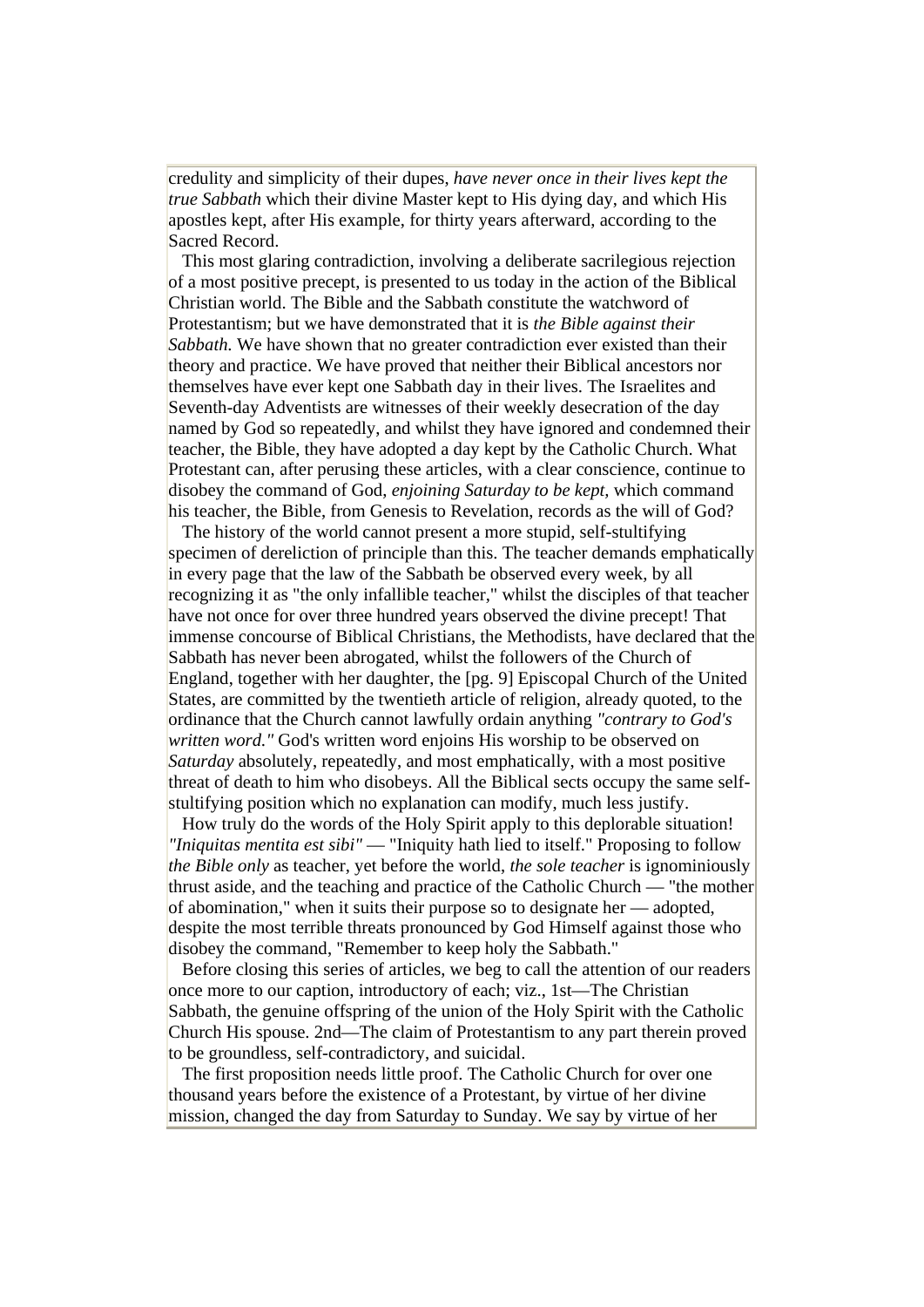credulity and simplicity of their dupes, *have never once in their lives kept the true Sabbath* which their divine Master kept to His dying day, and which His apostles kept, after His example, for thirty years afterward, according to the Sacred Record.

This most glaring contradiction, involving a deliberate sacrilegious rejection of a most positive precept, is presented to us today in the action of the Biblical Christian world. The Bible and the Sabbath constitute the watchword of Protestantism; but we have demonstrated that it is *the Bible against their Sabbath.* We have shown that no greater contradiction ever existed than their theory and practice. We have proved that neither their Biblical ancestors nor themselves have ever kept one Sabbath day in their lives. The Israelites and Seventh-day Adventists are witnesses of their weekly desecration of the day named by God so repeatedly, and whilst they have ignored and condemned their teacher, the Bible, they have adopted a day kept by the Catholic Church. What Protestant can, after perusing these articles, with a clear conscience, continue to disobey the command of God, *enjoining Saturday to be kept*, which command his teacher, the Bible, from Genesis to Revelation, records as the will of God?

The history of the world cannot present a more stupid, self-stultifying specimen of dereliction of principle than this. The teacher demands emphatically in every page that the law of the Sabbath be observed every week, by all recognizing it as "the only infallible teacher," whilst the disciples of that teacher have not once for over three hundred years observed the divine precept! That immense concourse of Biblical Christians, the Methodists, have declared that the Sabbath has never been abrogated, whilst the followers of the Church of England, together with her daughter, the [pg. 9] Episcopal Church of the United States, are committed by the twentieth article of religion, already quoted, to the ordinance that the Church cannot lawfully ordain anything *"contrary to God's written word."* God's written word enjoins His worship to be observed on *Saturday* absolutely, repeatedly, and most emphatically, with a most positive threat of death to him who disobeys. All the Biblical sects occupy the same self-stultifying position which no explanation can modify, much less justify.

How truly do the words of the Holy Spirit apply to this deplorable situation! *"Iniquitas mentita est sibi"* — "Iniquity hath lied to itself." Proposing to follow *the Bible only* as teacher, yet before the world, *the sole teacher* is ignominiously thrust aside, and the teaching and practice of the Catholic Church — "the mother of abomination," when it suits their purpose so to designate her — adopted, despite the most terrible threats pronounced by God Himself against those who disobey the command, "Remember to keep holy the Sabbath."

Before closing this series of articles, we beg to call the attention of our readers once more to our caption, introductory of each; viz., 1st—The Christian Sabbath, the genuine offspring of the union of the Holy Spirit with the Catholic Church His spouse. 2nd—The claim of Protestantism to any part therein proved to be groundless, self-contradictory, and suicidal.

The first proposition needs little proof. The Catholic Church for over one thousand years before the existence of a Protestant, by virtue of her divine mission, changed the day from Saturday to Sunday. We say by virtue of her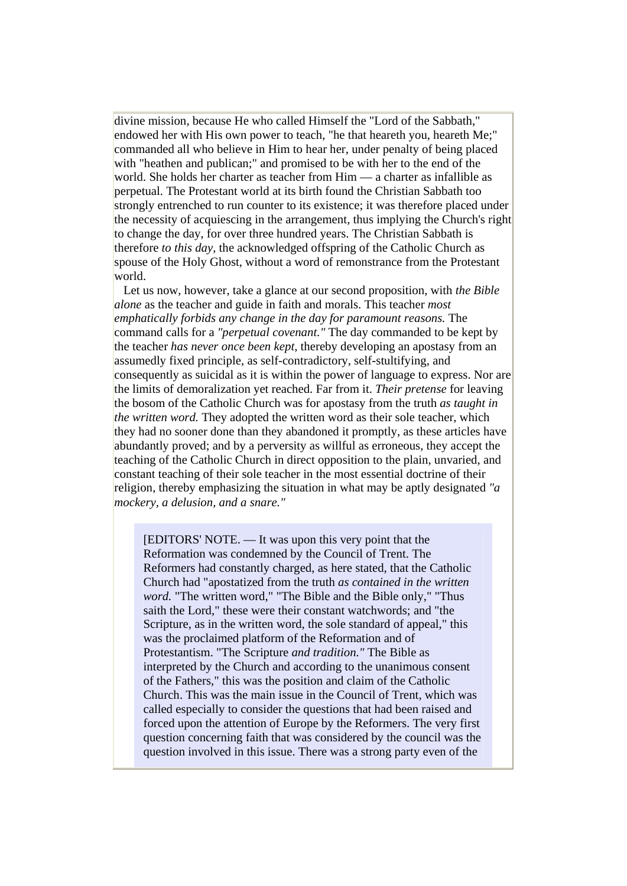divine mission, because He who called Himself the "Lord of the Sabbath," endowed her with His own power to teach, "he that heareth you, heareth Me;" commanded all who believe in Him to hear her, under penalty of being placed with "heathen and publican;" and promised to be with her to the end of the world. She holds her charter as teacher from Him — a charter as infallible as perpetual. The Protestant world at its birth found the Christian Sabbath too strongly entrenched to run counter to its existence; it was therefore placed under the necessity of acquiescing in the arrangement, thus implying the Church's right to change the day, for over three hundred years. The Christian Sabbath is therefore *to this day*, the acknowledged offspring of the Catholic Church as spouse of the Holy Ghost, without a word of remonstrance from the Protestant world.

Let us now, however, take a glance at our second proposition, with *the Bible alone* as the teacher and guide in faith and morals. This teacher *most emphatically forbids any change in the day for paramount reasons.* The command calls for a *"perpetual covenant."* The day commanded to be kept by the teacher *has never once been kept,* thereby developing an apostasy from an assumedly fixed principle, as self-contradictory, self-stultifying, and consequently as suicidal as it is within the power of language to express. Nor are the limits of demoralization yet reached. Far from it. *Their pretense* for leaving the bosom of the Catholic Church was for apostasy from the truth *as taught in the written word.* They adopted the written word as their sole teacher, which they had no sooner done than they abandoned it promptly, as these articles have abundantly proved; and by a perversity as willful as erroneous, they accept the teaching of the Catholic Church in direct opposition to the plain, unvaried, and constant teaching of their sole teacher in the most essential doctrine of their religion, thereby emphasizing the situation in what may be aptly designated *"a mockery, a delusion, and a snare."*

> [EDITORS' NOTE. — It was upon this very point that the Reformation was condemned by the Council of Trent. The Reformers had constantly charged, as here stated, that the Catholic Church had "apostatized from the truth *as contained in the written word.* "The written word," "The Bible and the Bible only," "Thus saith the Lord," these were their constant watchwords; and "the Scripture, as in the written word, the sole standard of appeal," this was the proclaimed platform of the Reformation and of Protestantism. "The Scripture *and tradition."* The Bible as interpreted by the Church and according to the unanimous consent of the Fathers," this was the position and claim of the Catholic Church. This was the main issue in the Council of Trent, which was called especially to consider the questions that had been raised and forced upon the attention of Europe by the Reformers. The very first question concerning faith that was considered by the council was the question involved in this issue. There was a strong party even of the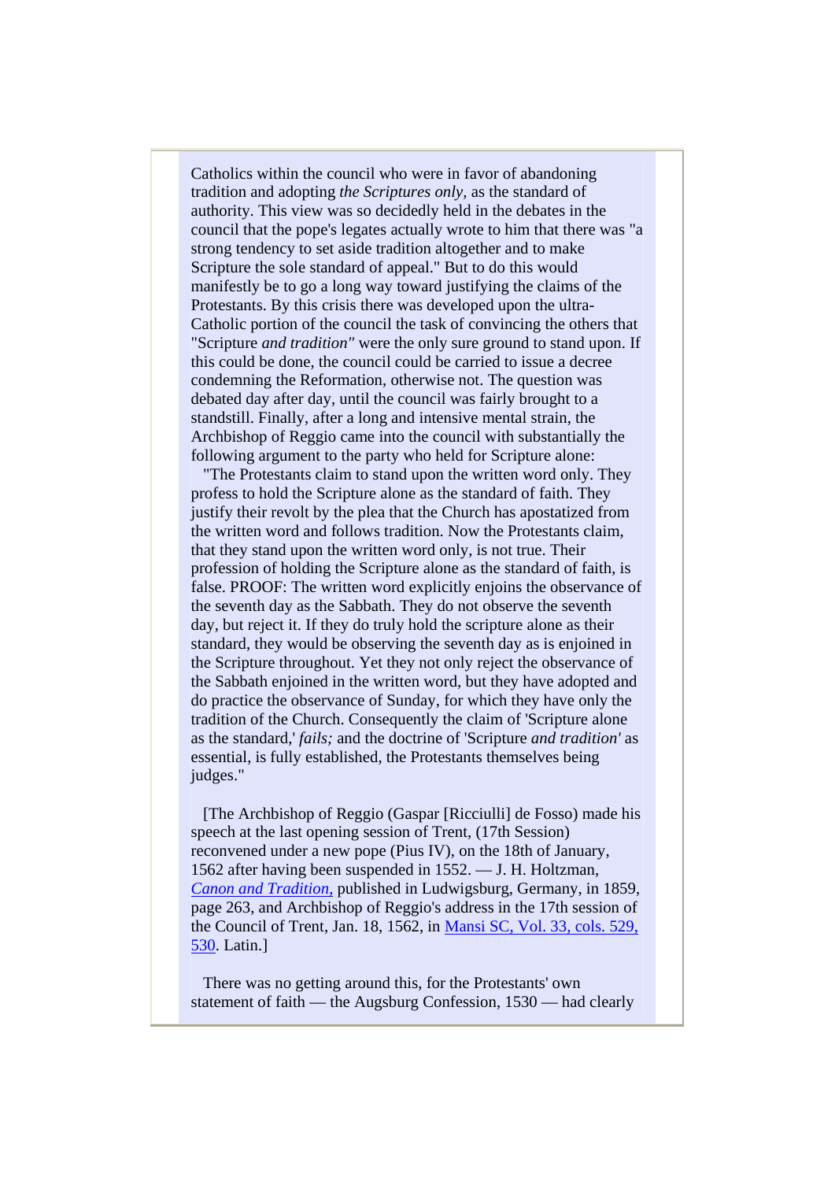Catholics within the council who were in favor of abandoning tradition and adopting *the Scriptures only,* as the standard of authority. This view was so decidedly held in the debates in the council that the pope's legates actually wrote to him that there was "a strong tendency to set aside tradition altogether and to make Scripture the sole standard of appeal." But to do this would manifestly be to go a long way toward justifying the claims of the Protestants. By this crisis there was developed upon the ultra-Catholic portion of the council the task of convincing the others that "Scripture *and tradition"* were the only sure ground to stand upon. If this could be done, the council could be carried to issue a decree condemning the Reformation, otherwise not. The question was debated day after day, until the council was fairly brought to a standstill. Finally, after a long and intensive mental strain, the Archbishop of Reggio came into the council with substantially the following argument to the party who held for Scripture alone:

"The Protestants claim to stand upon the written word only. They profess to hold the Scripture alone as the standard of faith. They justify their revolt by the plea that the Church has apostatized from the written word and follows tradition. Now the Protestants claim, that they stand upon the written word only, is not true. Their profession of holding the Scripture alone as the standard of faith, is false. PROOF: The written word explicitly enjoins the observance of the seventh day as the Sabbath. They do not observe the seventh day, but reject it. If they do truly hold the scripture alone as their standard, they would be observing the seventh day as is enjoined in the Scripture throughout. Yet they not only reject the observance of the Sabbath enjoined in the written word, but they have adopted and do practice the observance of Sunday, for which they have only the tradition of the Church. Consequently the claim of 'Scripture alone as the standard,' *fails;* and the doctrine of 'Scripture *and tradition'* as essential, is fully established, the Protestants themselves being judges."

[The Archbishop of Reggio (Gaspar [Ricciulli] de Fosso) made his speech at the last opening session of Trent, (17th Session) reconvened under a new pope (Pius IV), on the 18th of January, 1562 after having been suspended in 1552. — J. H. Holtzman, *Canon and Tradition,* published in Ludwigsburg, Germany, in 1859, page 263, and Archbishop of Reggio's address in the 17th session of the Council of Trent, Jan. 18, 1562, in Mansi SC, Vol. 33, cols. 529, 530. Latin.]

There was no getting around this, for the Protestants' own statement of faith — the Augsburg Confession, 1530 — had clearly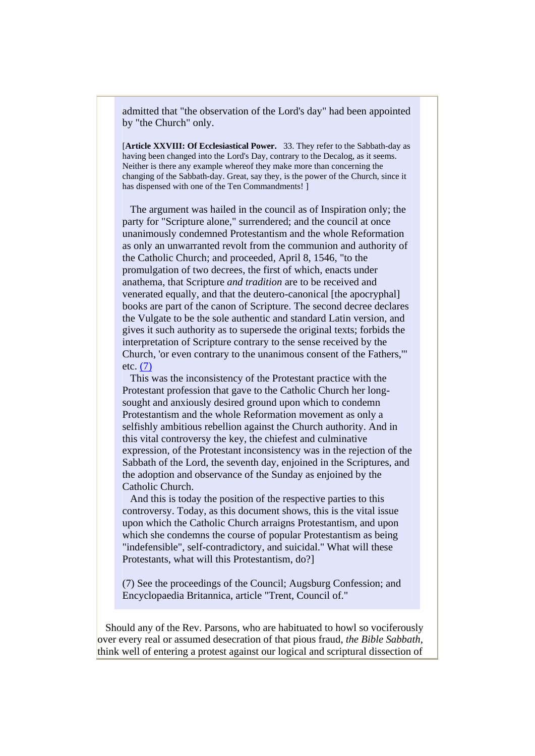admitted that "the observation of the Lord's day" had been appointed by "the Church" only.

[**Article XXVIII: Of Ecclesiastical Power.** 33. They refer to the Sabbath-day as having been changed into the Lord's Day, contrary to the Decalog, as it seems. Neither is there any example whereof they make more than concerning the changing of the Sabbath-day. Great, say they, is the power of the Church, since it has dispensed with one of the Ten Commandments! ]

The argument was hailed in the council as of Inspiration only; the party for "Scripture alone," surrendered; and the council at once unanimously condemned Protestantism and the whole Reformation as only an unwarranted revolt from the communion and authority of the Catholic Church; and proceeded, April 8, 1546, "to the promulgation of two decrees, the first of which, enacts under anathema, that Scripture *and tradition* are to be received and venerated equally, and that the deutero-canonical [the apocryphal] books are part of the canon of Scripture. The second decree declares the Vulgate to be the sole authentic and standard Latin version, and gives it such authority as to supersede the original texts; forbids the interpretation of Scripture contrary to the sense received by the Church, 'or even contrary to the unanimous consent of the Fathers,'" etc. (7)

This was the inconsistency of the Protestant practice with the Protestant profession that gave to the Catholic Church her long-sought and anxiously desired ground upon which to condemn Protestantism and the whole Reformation movement as only a selfishly ambitious rebellion against the Church authority. And in this vital controversy the key, the chiefest and culminative expression, of the Protestant inconsistency was in the rejection of the Sabbath of the Lord, the seventh day, enjoined in the Scriptures, and the adoption and observance of the Sunday as enjoined by the Catholic Church.

And this is today the position of the respective parties to this controversy. Today, as this document shows, this is the vital issue upon which the Catholic Church arraigns Protestantism, and upon which she condemns the course of popular Protestantism as being "indefensible", self-contradictory, and suicidal." What will these Protestants, what will this Protestantism, do?]

(7) See the proceedings of the Council; Augsburg Confession; and Encyclopaedia Britannica, article "Trent, Council of."

Should any of the Rev. Parsons, who are habituated to howl so vociferously over every real or assumed desecration of that pious fraud, *the Bible Sabbath*, think well of entering a protest against our logical and scriptural dissection of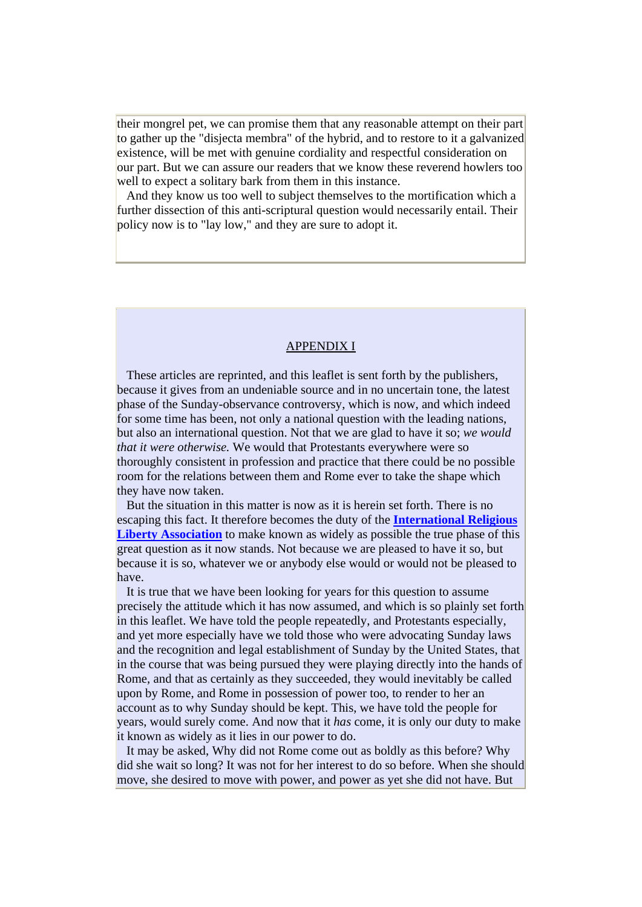their mongrel pet, we can promise them that any reasonable attempt on their part to gather up the "disjecta membra" of the hybrid, and to restore to it a galvanized existence, will be met with genuine cordiality and respectful consideration on our part. But we can assure our readers that we know these reverend howlers too well to expect a solitary bark from them in this instance.

And they know us too well to subject themselves to the mortification which a further dissection of this anti-scriptural question would necessarily entail. Their policy now is to "lay low," and they are sure to adopt it.

## APPENDIX I

These articles are reprinted, and this leaflet is sent forth by the publishers, because it gives from an undeniable source and in no uncertain tone, the latest phase of the Sunday-observance controversy, which is now, and which indeed for some time has been, not only a national question with the leading nations, but also an international question. Not that we are glad to have it so; *we would that it were otherwise.* We would that Protestants everywhere were so thoroughly consistent in profession and practice that there could be no possible room for the relations between them and Rome ever to take the shape which they have now taken.

But the situation in this matter is now as it is herein set forth. There is no escaping this fact. It therefore becomes the duty of the **International Religious Liberty Association** to make known as widely as possible the true phase of this great question as it now stands. Not because we are pleased to have it so, but because it is so, whatever we or anybody else would or would not be pleased to have.

It is true that we have been looking for years for this question to assume precisely the attitude which it has now assumed, and which is so plainly set forth in this leaflet. We have told the people repeatedly, and Protestants especially, and yet more especially have we told those who were advocating Sunday laws and the recognition and legal establishment of Sunday by the United States, that in the course that was being pursued they were playing directly into the hands of Rome, and that as certainly as they succeeded, they would inevitably be called upon by Rome, and Rome in possession of power too, to render to her an account as to why Sunday should be kept. This, we have told the people for years, would surely come. And now that it *has* come, it is only our duty to make it known as widely as it lies in our power to do.

It may be asked, Why did not Rome come out as boldly as this before? Why did she wait so long? It was not for her interest to do so before. When she should move, she desired to move with power, and power as yet she did not have. But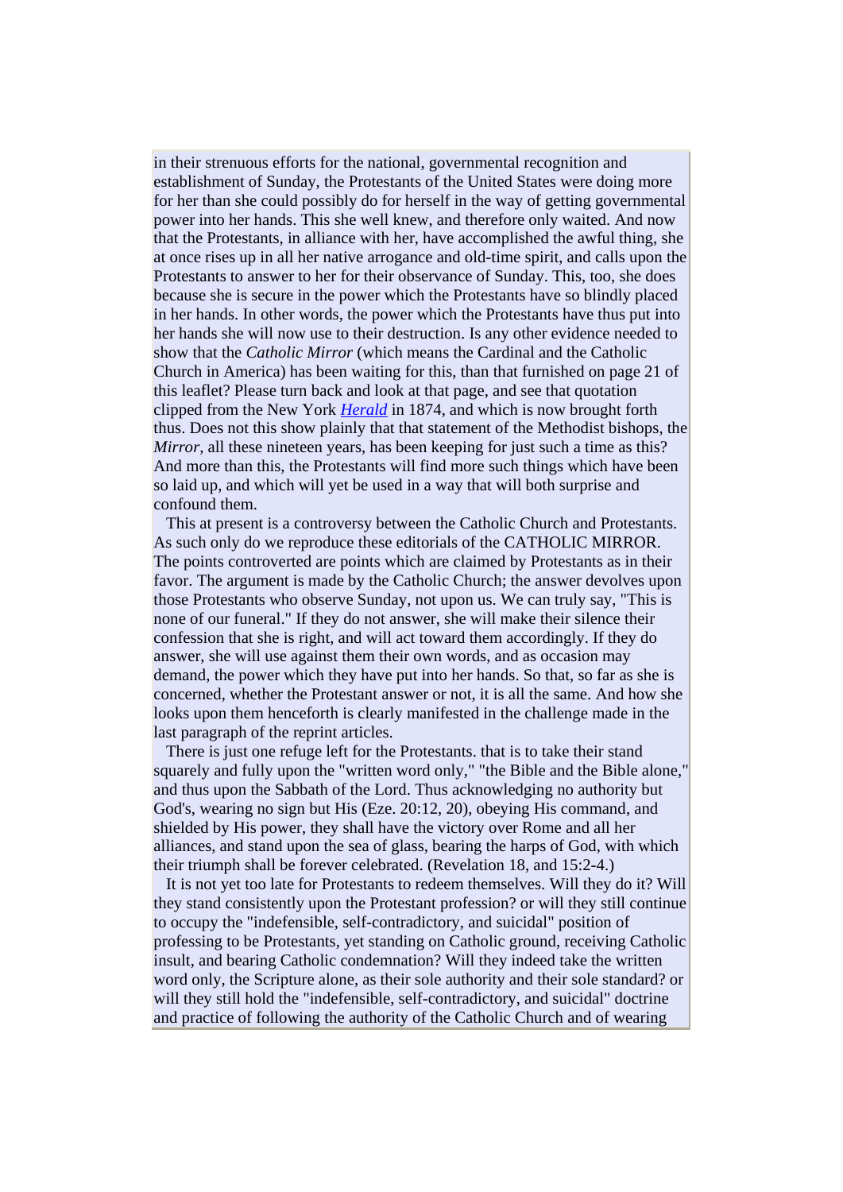in their strenuous efforts for the national, governmental recognition and establishment of Sunday, the Protestants of the United States were doing more for her than she could possibly do for herself in the way of getting governmental power into her hands. This she well knew, and therefore only waited. And now that the Protestants, in alliance with her, have accomplished the awful thing, she at once rises up in all her native arrogance and old-time spirit, and calls upon the Protestants to answer to her for their observance of Sunday. This, too, she does because she is secure in the power which the Protestants have so blindly placed in her hands. In other words, the power which the Protestants have thus put into her hands she will now use to their destruction. Is any other evidence needed to show that the *Catholic Mirror* (which means the Cardinal and the Catholic Church in America) has been waiting for this, than that furnished on page 21 of this leaflet? Please turn back and look at that page, and see that quotation clipped from the New York *Herald* in 1874, and which is now brought forth thus. Does not this show plainly that that statement of the Methodist bishops, the *Mirror*, all these nineteen years, has been keeping for just such a time as this? And more than this, the Protestants will find more such things which have been so laid up, and which will yet be used in a way that will both surprise and confound them.

This at present is a controversy between the Catholic Church and Protestants. As such only do we reproduce these editorials of the CATHOLIC MIRROR. The points controverted are points which are claimed by Protestants as in their favor. The argument is made by the Catholic Church; the answer devolves upon those Protestants who observe Sunday, not upon us. We can truly say, "This is none of our funeral." If they do not answer, she will make their silence their confession that she is right, and will act toward them accordingly. If they do answer, she will use against them their own words, and as occasion may demand, the power which they have put into her hands. So that, so far as she is concerned, whether the Protestant answer or not, it is all the same. And how she looks upon them henceforth is clearly manifested in the challenge made in the last paragraph of the reprint articles.

There is just one refuge left for the Protestants. that is to take their stand squarely and fully upon the "written word only," "the Bible and the Bible alone," and thus upon the Sabbath of the Lord. Thus acknowledging no authority but God's, wearing no sign but His (Eze. 20:12, 20), obeying His command, and shielded by His power, they shall have the victory over Rome and all her alliances, and stand upon the sea of glass, bearing the harps of God, with which their triumph shall be forever celebrated. (Revelation 18, and 15:2-4.)

It is not yet too late for Protestants to redeem themselves. Will they do it? Will they stand consistently upon the Protestant profession? or will they still continue to occupy the "indefensible, self-contradictory, and suicidal" position of professing to be Protestants, yet standing on Catholic ground, receiving Catholic insult, and bearing Catholic condemnation? Will they indeed take the written word only, the Scripture alone, as their sole authority and their sole standard? or will they still hold the "indefensible, self-contradictory, and suicidal" doctrine and practice of following the authority of the Catholic Church and of wearing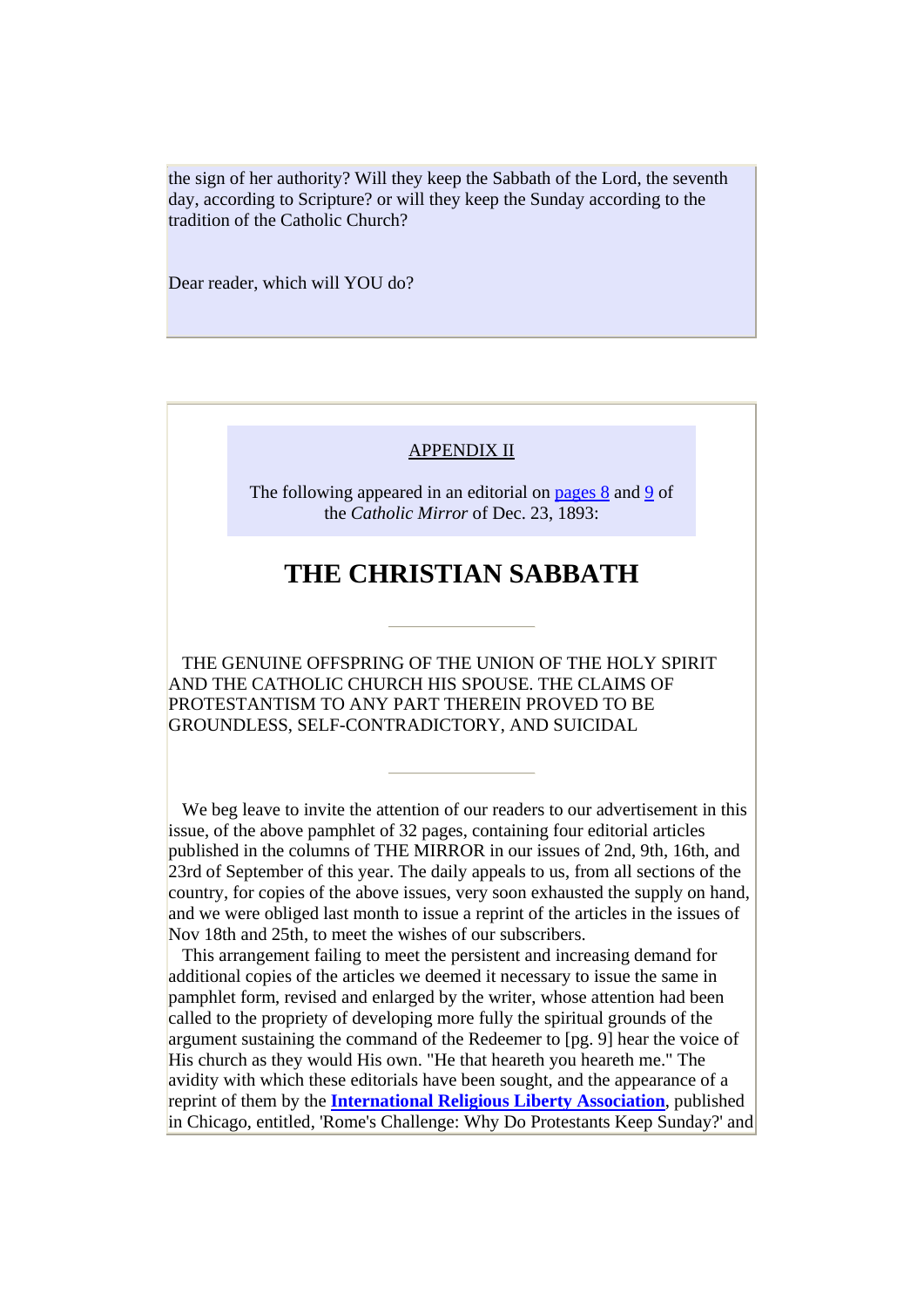the sign of her authority? Will they keep the Sabbath of the Lord, the seventh day, according to Scripture? or will they keep the Sunday according to the tradition of the Catholic Church?

Dear reader, which will YOU do?

APPENDIX II

The following appeared in an editorial on pages 8 and 9 of the *Catholic Mirror* of Dec. 23, 1893:

# THE CHRISTIAN SABBATH

---

THE GENUINE OFFSPRING OF THE UNION OF THE HOLY SPIRIT AND THE CATHOLIC CHURCH HIS SPOUSE. THE CLAIMS OF PROTESTANTISM TO ANY PART THEREIN PROVED TO BE GROUNDLESS, SELF-CONTRADICTORY, AND SUICIDAL

---

We beg leave to invite the attention of our readers to our advertisement in this issue, of the above pamphlet of 32 pages, containing four editorial articles published in the columns of THE MIRROR in our issues of 2nd, 9th, 16th, and 23rd of September of this year. The daily appeals to us, from all sections of the country, for copies of the above issues, very soon exhausted the supply on hand, and we were obliged last month to issue a reprint of the articles in the issues of Nov 18th and 25th, to meet the wishes of our subscribers.

This arrangement failing to meet the persistent and increasing demand for additional copies of the articles we deemed it necessary to issue the same in pamphlet form, revised and enlarged by the writer, whose attention had been called to the propriety of developing more fully the spiritual grounds of the argument sustaining the command of the Redeemer to [pg. 9] hear the voice of His church as they would His own. "He that heareth you heareth me." The avidity with which these editorials have been sought, and the appearance of a reprint of them by the **International Religious Liberty Association**, published in Chicago, entitled, 'Rome's Challenge: Why Do Protestants Keep Sunday?' and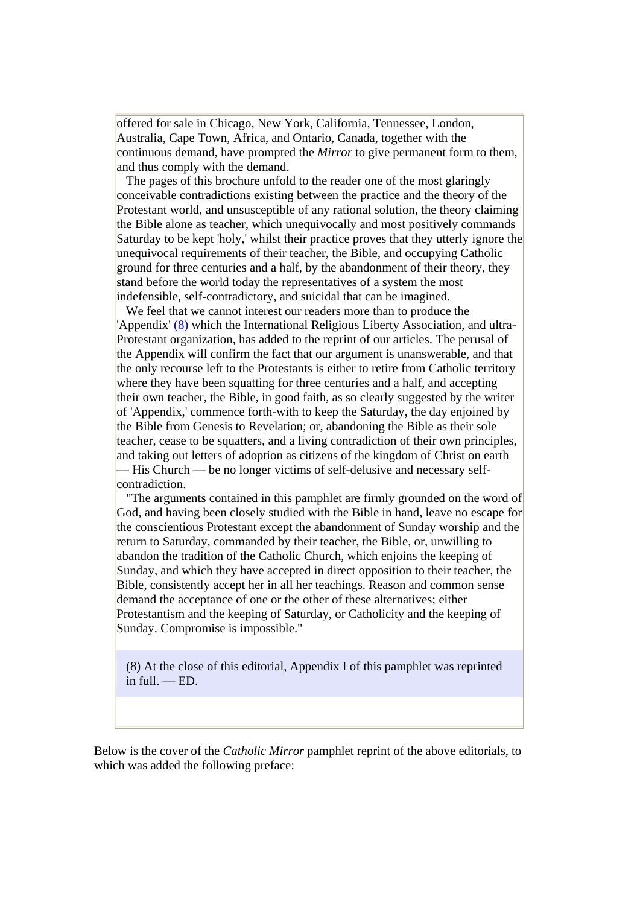offered for sale in Chicago, New York, California, Tennessee, London, Australia, Cape Town, Africa, and Ontario, Canada, together with the continuous demand, have prompted the *Mirror* to give permanent form to them, and thus comply with the demand.

The pages of this brochure unfold to the reader one of the most glaringly conceivable contradictions existing between the practice and the theory of the Protestant world, and unsusceptible of any rational solution, the theory claiming the Bible alone as teacher, which unequivocally and most positively commands Saturday to be kept 'holy,' whilst their practice proves that they utterly ignore the unequivocal requirements of their teacher, the Bible, and occupying Catholic ground for three centuries and a half, by the abandonment of their theory, they stand before the world today the representatives of a system the most indefensible, self-contradictory, and suicidal that can be imagined.

We feel that we cannot interest our readers more than to produce the 'Appendix' (8) which the International Religious Liberty Association, and ultra-Protestant organization, has added to the reprint of our articles. The perusal of the Appendix will confirm the fact that our argument is unanswerable, and that the only recourse left to the Protestants is either to retire from Catholic territory where they have been squatting for three centuries and a half, and accepting their own teacher, the Bible, in good faith, as so clearly suggested by the writer of 'Appendix,' commence forth-with to keep the Saturday, the day enjoined by the Bible from Genesis to Revelation; or, abandoning the Bible as their sole teacher, cease to be squatters, and a living contradiction of their own principles, and taking out letters of adoption as citizens of the kingdom of Christ on earth — His Church — be no longer victims of self-delusive and necessary self-contradiction.

"The arguments contained in this pamphlet are firmly grounded on the word of God, and having been closely studied with the Bible in hand, leave no escape for the conscientious Protestant except the abandonment of Sunday worship and the return to Saturday, commanded by their teacher, the Bible, or, unwilling to abandon the tradition of the Catholic Church, which enjoins the keeping of Sunday, and which they have accepted in direct opposition to their teacher, the Bible, consistently accept her in all her teachings. Reason and common sense demand the acceptance of one or the other of these alternatives; either Protestantism and the keeping of Saturday, or Catholicity and the keeping of Sunday. Compromise is impossible."

(8) At the close of this editorial, Appendix I of this pamphlet was reprinted in full. — ED.

Below is the cover of the *Catholic Mirror* pamphlet reprint of the above editorials, to which was added the following preface: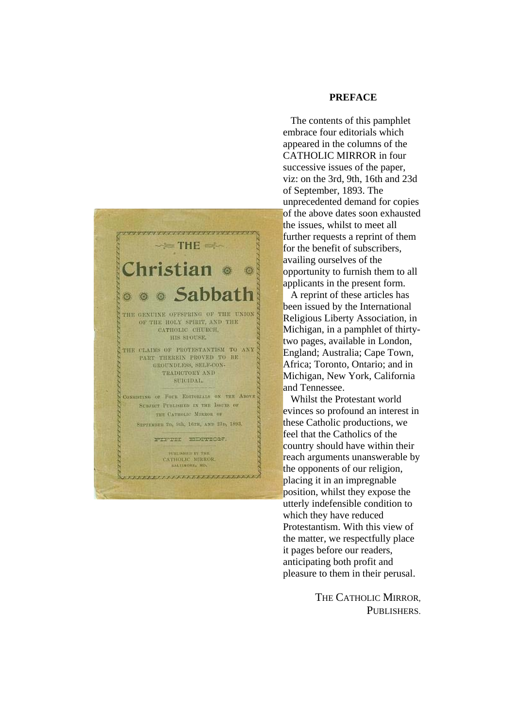## PREFACE

The contents of this pamphlet embrace four editorials which appeared in the columns of the CATHOLIC MIRROR in four successive issues of the paper, viz: on the 3rd, 9th, 16th and 23d of September, 1893. The unprecedented demand for copies of the above dates soon exhausted the issues, whilst to meet all further requests a reprint of them for the benefit of subscribers, availing ourselves of the opportunity to furnish them to all applicants in the present form.

A reprint of these articles has been issued by the International Religious Liberty Association, in Michigan, in a pamphlet of thirty-two pages, available in London, England; Australia; Cape Town, Africa; Toronto, Ontario; and in Michigan, New York, California and Tennessee.

Whilst the Protestant world evinces so profound an interest in these Catholic productions, we feel that the Catholics of the country should have within their reach arguments unanswerable by the opponents of our religion, placing it in an impregnable position, whilst they expose the utterly indefensible condition to which they have reduced Protestantism. With this view of the matter, we respectfully place it pages before our readers, anticipating both profit and pleasure to them in their perusal.

THE CATHOLIC MIRROR,
PUBLISHERS.

THE
# Christian Sabbath

THE GENUINE OFFSPRING OF THE UNION OF THE HOLY SPIRIT, AND THE CATHOLIC CHURCH, HIS SPOUSE.

THE CLAIMS OF PROTESTANTISM TO ANY PART THEREIN PROVED TO BE GROUNDLESS, SELF-CONTRADICTORY AND SUICIDAL.

CONSISTING OF FOUR EDITORIALS ON THE ABOVE SUBJECT PUBLISHED IN THE ISSUES OF THE CATHOLIC MIRROR OF SEPTEMBER 2D, 9th, 16TH, AND 23D, 1893.

FIFTH EDITION.

PUBLISHED BY THE CATHOLIC MIRROR, BALTIMORE, MD.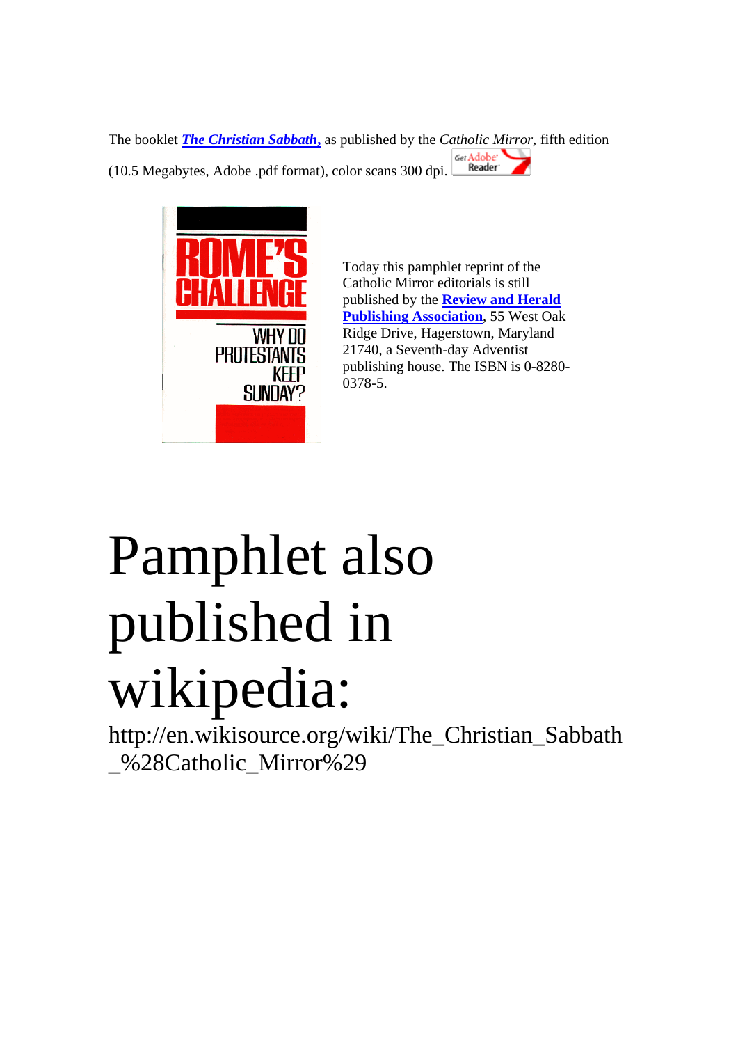The booklet ***The Christian Sabbath,*** as published by the *Catholic Mirror*, fifth edition (10.5 Megabytes, Adobe .pdf format), color scans 300 dpi. Get Adobe Reader

ROME'S CHALLENGE

WHY DO PROTESTANTS KEEP SUNDAY?

Today this pamphlet reprint of the Catholic Mirror editorials is still published by the **Review and Herald Publishing Association**, 55 West Oak Ridge Drive, Hagerstown, Maryland 21740, a Seventh-day Adventist publishing house. The ISBN is 0-8280-0378-5.

# Pamphlet also published in wikipedia:

http://en.wikisource.org/wiki/The_Christian_Sabbath_%28Catholic_Mirror%29